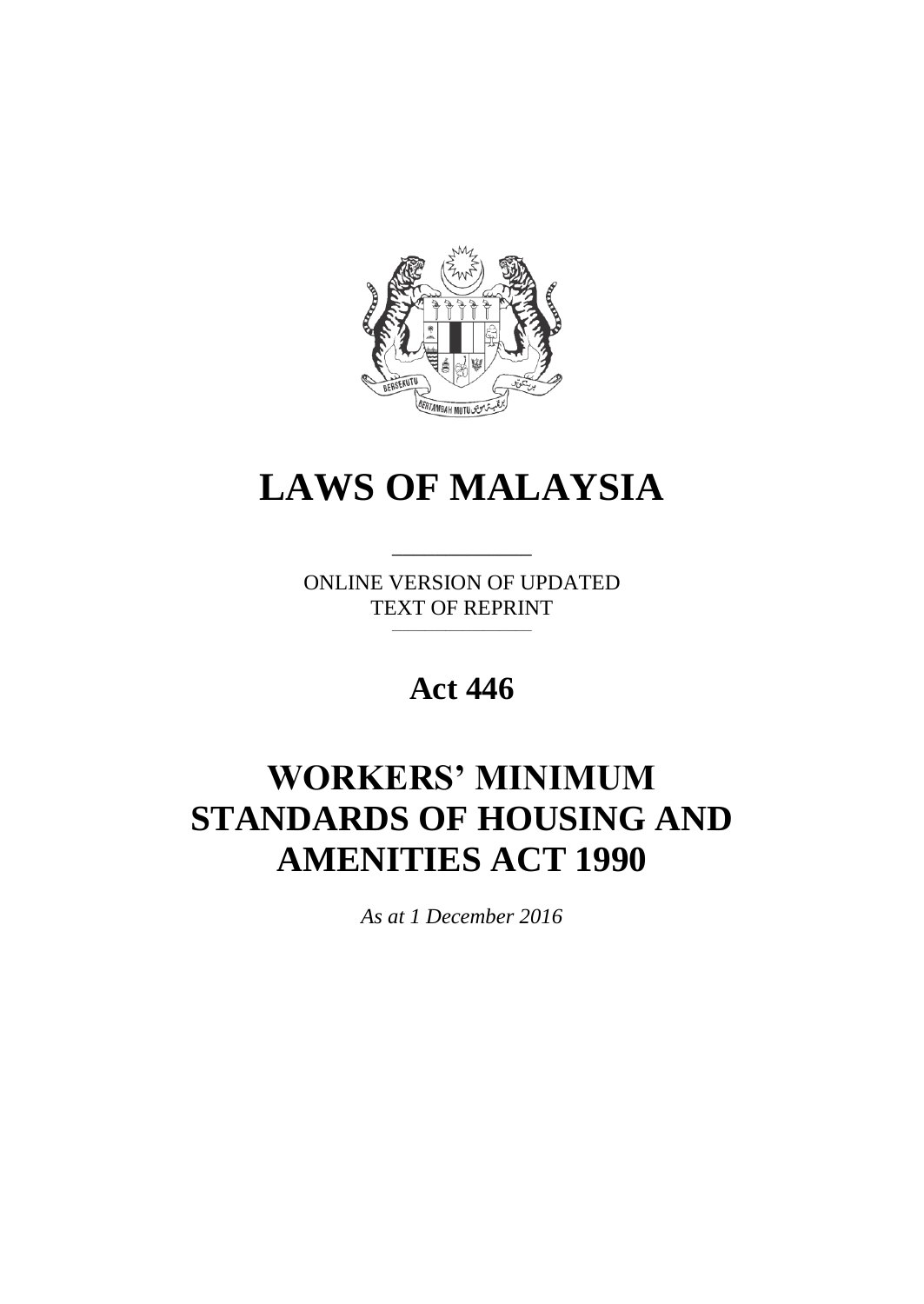# LAWS OF MALAYSIA

ONLINE VERSION OF UPDATED TEXT OF REPRINT

## Act 446

# WORKERS' MINIMUM STANDARDS OF HOUSING AND AMENITIES ACT 1990

*As at 1 December 2016*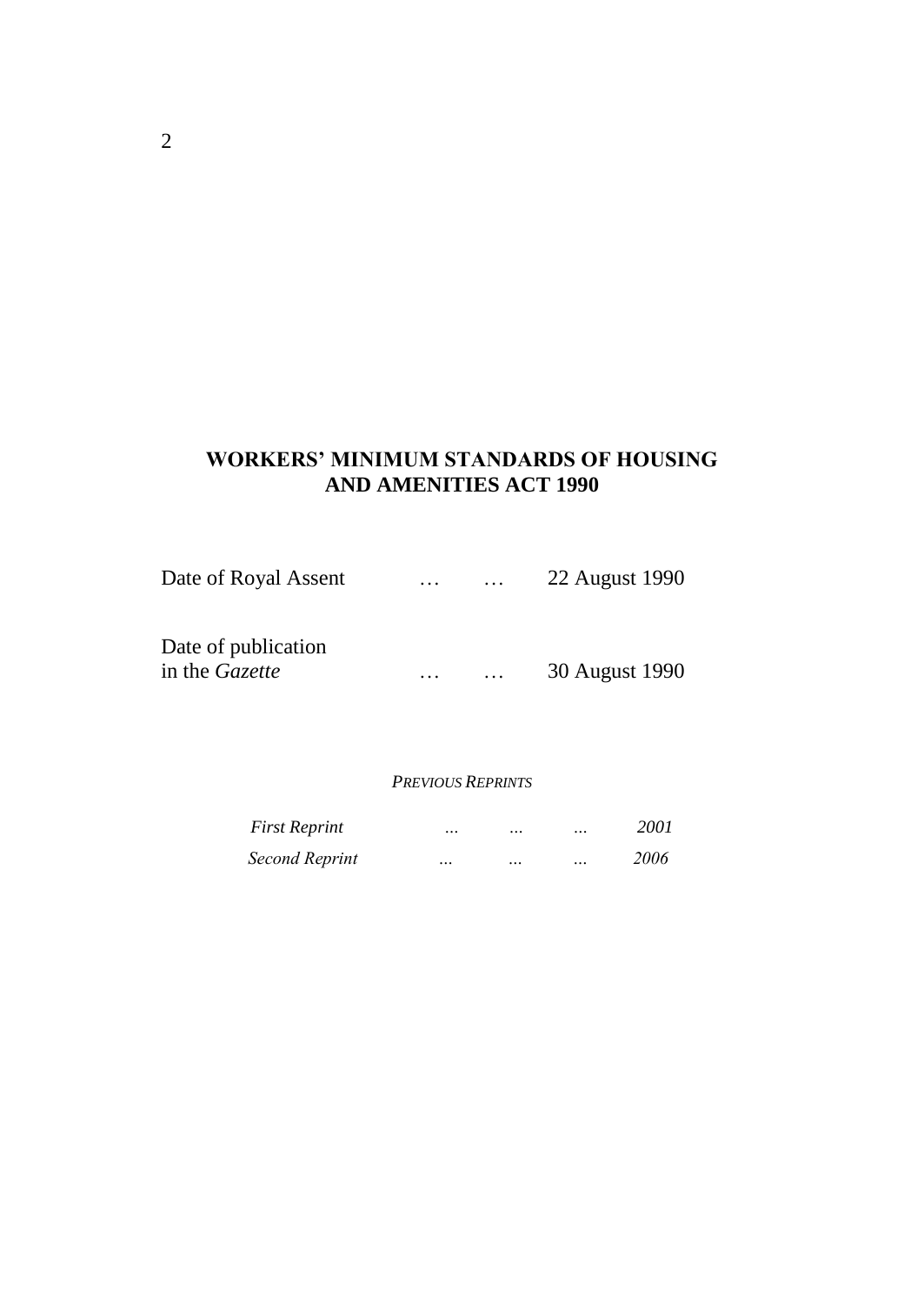# WORKERS' MINIMUM STANDARDS OF HOUSING AND AMENITIES ACT 1990

Date of Royal Assent … … 22 August 1990

Date of publication in the *Gazette* … … 30 August 1990

*PREVIOUS REPRINTS*

| | | | | |
|---|---|---|---|---|
| *First Reprint* | ... | ... | ... | *2001* |
| *Second Reprint* | ... | ... | ... | *2006* |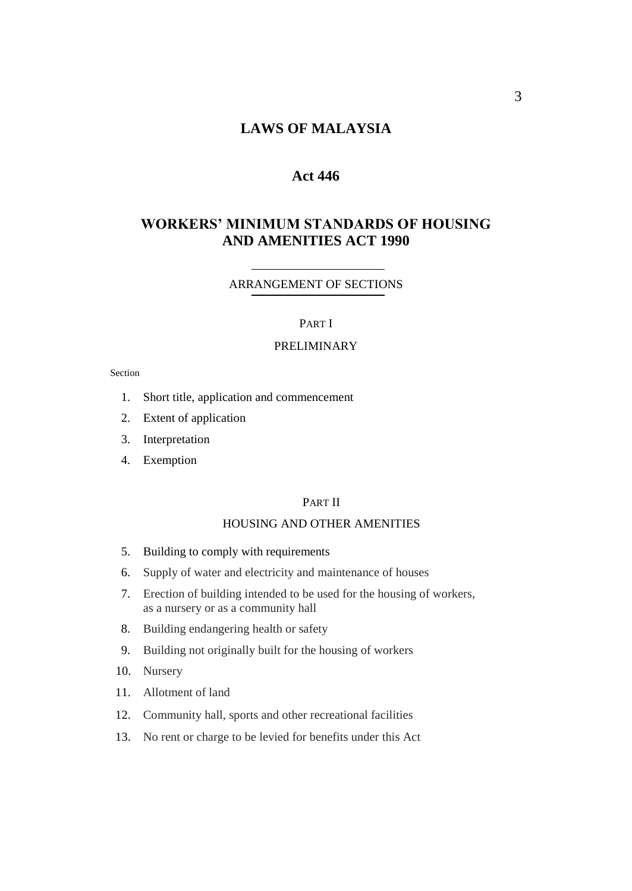# LAWS OF MALAYSIA

## Act 446

## WORKERS' MINIMUM STANDARDS OF HOUSING AND AMENITIES ACT 1990

ARRANGEMENT OF SECTIONS

PART I

PRELIMINARY

Section

1. Short title, application and commencement
2. Extent of application
3. Interpretation
4. Exemption

PART II

HOUSING AND OTHER AMENITIES

5. Building to comply with requirements
6. Supply of water and electricity and maintenance of houses
7. Erection of building intended to be used for the housing of workers, as a nursery or as a community hall
8. Building endangering health or safety
9. Building not originally built for the housing of workers
10. Nursery
11. Allotment of land
12. Community hall, sports and other recreational facilities
13. No rent or charge to be levied for benefits under this Act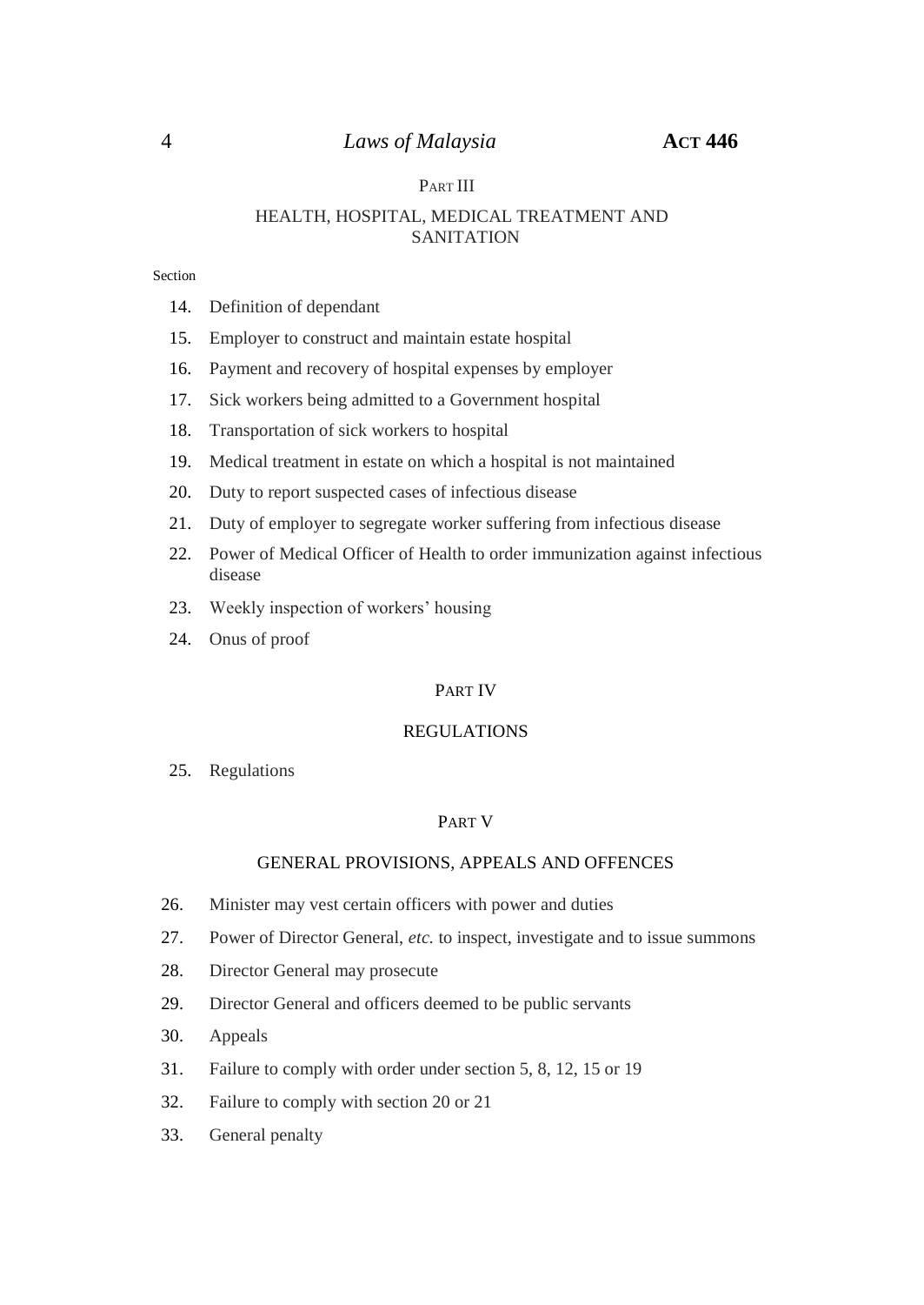PART III

HEALTH, HOSPITAL, MEDICAL TREATMENT AND SANITATION

Section

14. Definition of dependant
15. Employer to construct and maintain estate hospital
16. Payment and recovery of hospital expenses by employer
17. Sick workers being admitted to a Government hospital
18. Transportation of sick workers to hospital
19. Medical treatment in estate on which a hospital is not maintained
20. Duty to report suspected cases of infectious disease
21. Duty of employer to segregate worker suffering from infectious disease
22. Power of Medical Officer of Health to order immunization against infectious disease
23. Weekly inspection of workers' housing
24. Onus of proof

PART IV

REGULATIONS

25. Regulations

PART V

GENERAL PROVISIONS, APPEALS AND OFFENCES

26. Minister may vest certain officers with power and duties
27. Power of Director General, *etc.* to inspect, investigate and to issue summons
28. Director General may prosecute
29. Director General and officers deemed to be public servants
30. Appeals
31. Failure to comply with order under section 5, 8, 12, 15 or 19
32. Failure to comply with section 20 or 21
33. General penalty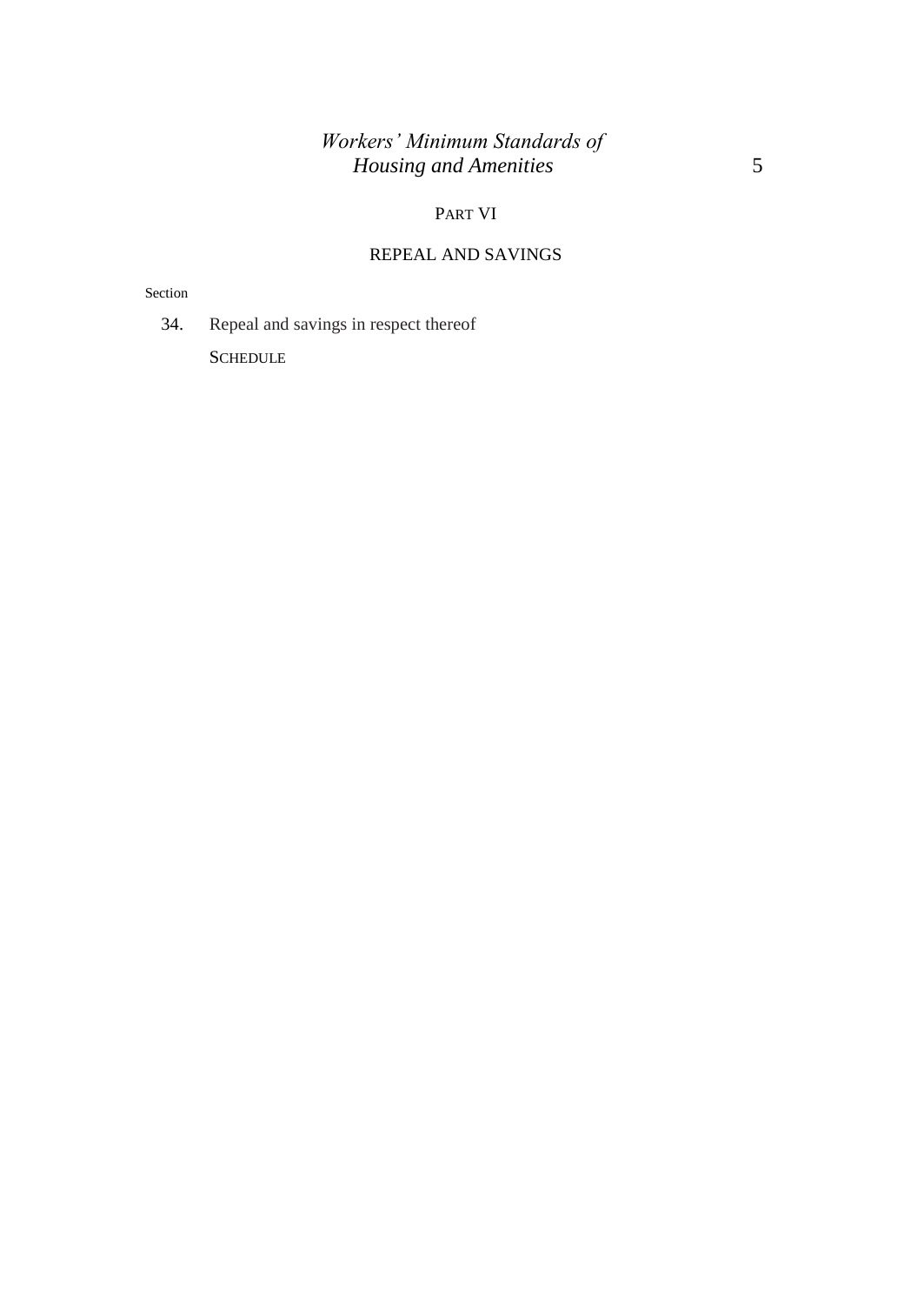## PART VI

## REPEAL AND SAVINGS

Section

34. Repeal and savings in respect thereof

SCHEDULE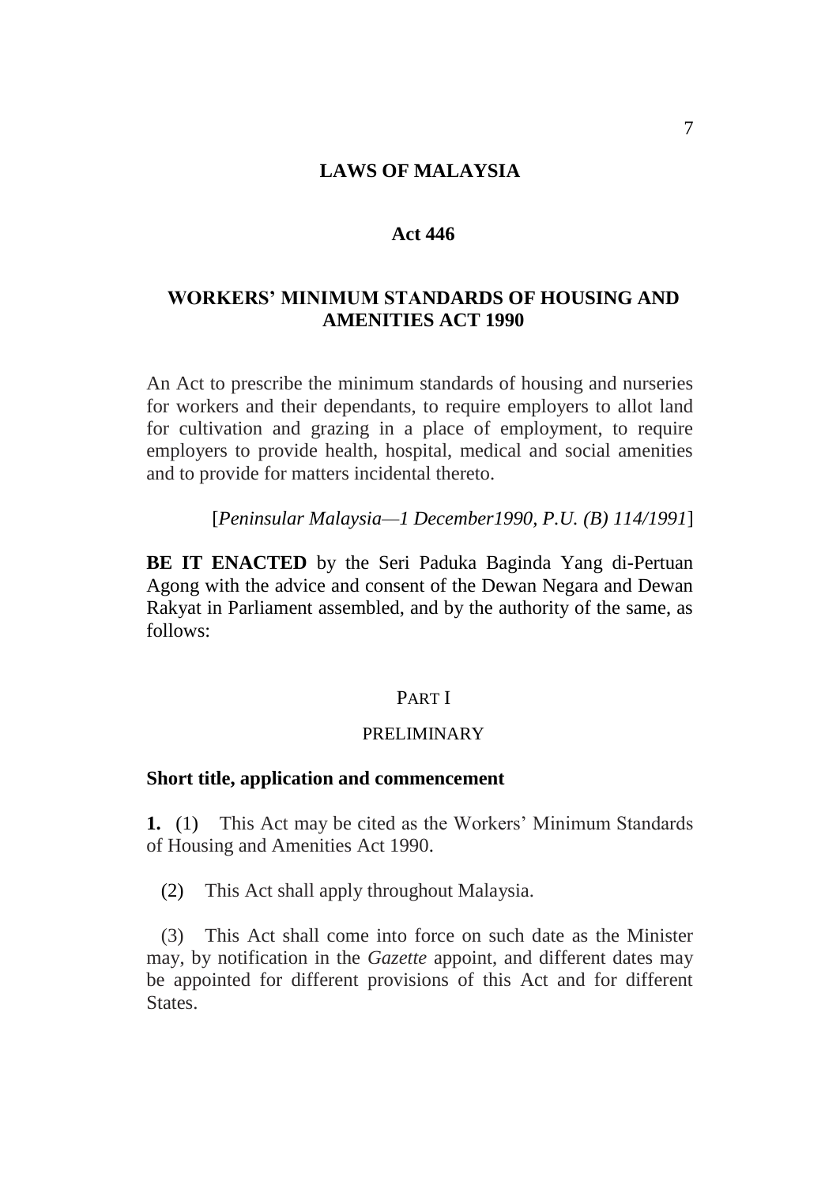# LAWS OF MALAYSIA

## Act 446

## WORKERS' MINIMUM STANDARDS OF HOUSING AND AMENITIES ACT 1990

An Act to prescribe the minimum standards of housing and nurseries for workers and their dependants, to require employers to allot land for cultivation and grazing in a place of employment, to require employers to provide health, hospital, medical and social amenities and to provide for matters incidental thereto.

[*Peninsular Malaysia—1 December1990, P.U. (B) 114/1991*]

**BE IT ENACTED** by the Seri Paduka Baginda Yang di-Pertuan Agong with the advice and consent of the Dewan Negara and Dewan Rakyat in Parliament assembled, and by the authority of the same, as follows:

PART I

PRELIMINARY

### Short title, application and commencement

**1.** (1) This Act may be cited as the Workers' Minimum Standards of Housing and Amenities Act 1990.

(2) This Act shall apply throughout Malaysia.

(3) This Act shall come into force on such date as the Minister may, by notification in the *Gazette* appoint, and different dates may be appointed for different provisions of this Act and for different States.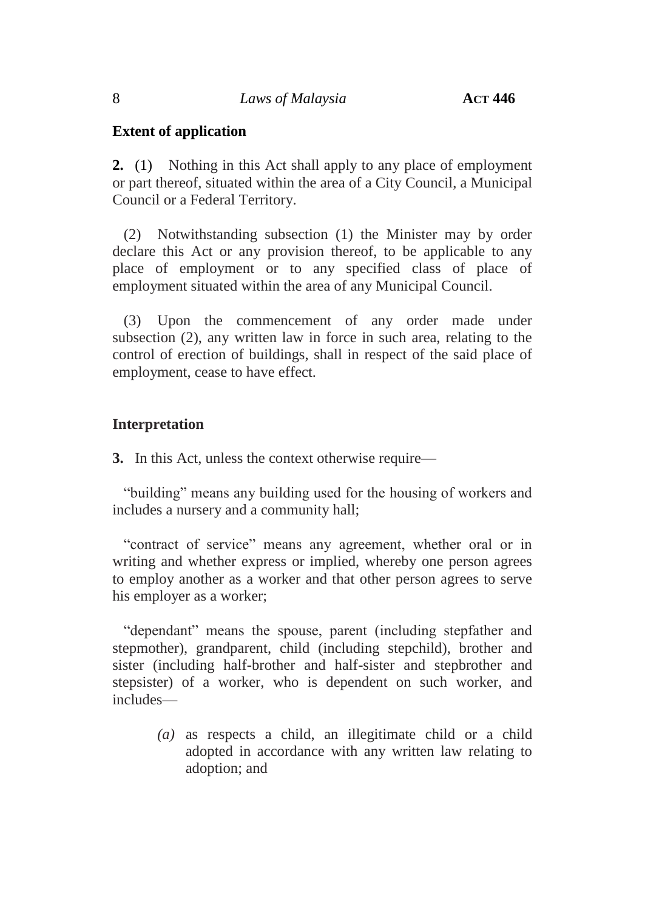**Extent of application**

**2.** (1) Nothing in this Act shall apply to any place of employment or part thereof, situated within the area of a City Council, a Municipal Council or a Federal Territory.

(2) Notwithstanding subsection (1) the Minister may by order declare this Act or any provision thereof, to be applicable to any place of employment or to any specified class of place of employment situated within the area of any Municipal Council.

(3) Upon the commencement of any order made under subsection (2), any written law in force in such area, relating to the control of erection of buildings, shall in respect of the said place of employment, cease to have effect.

**Interpretation**

**3.** In this Act, unless the context otherwise require—

"building" means any building used for the housing of workers and includes a nursery and a community hall;

"contract of service" means any agreement, whether oral or in writing and whether express or implied, whereby one person agrees to employ another as a worker and that other person agrees to serve his employer as a worker;

"dependant" means the spouse, parent (including stepfather and stepmother), grandparent, child (including stepchild), brother and sister (including half-brother and half-sister and stepbrother and stepsister) of a worker, who is dependent on such worker, and includes—

*(a)* as respects a child, an illegitimate child or a child adopted in accordance with any written law relating to adoption; and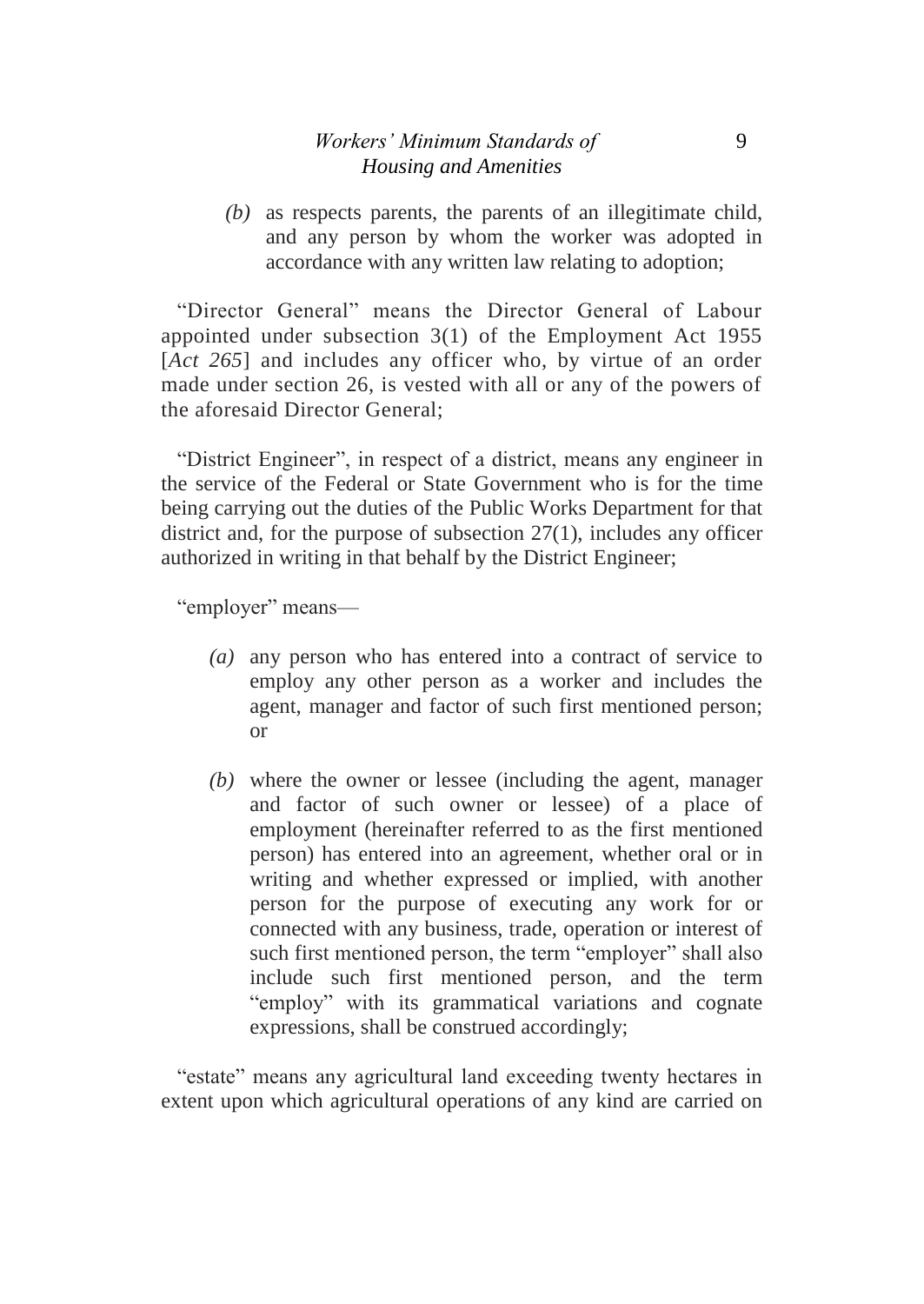*(b)* as respects parents, the parents of an illegitimate child, and any person by whom the worker was adopted in accordance with any written law relating to adoption;

"Director General" means the Director General of Labour appointed under subsection 3(1) of the Employment Act 1955 [*Act 265*] and includes any officer who, by virtue of an order made under section 26, is vested with all or any of the powers of the aforesaid Director General;

"District Engineer", in respect of a district, means any engineer in the service of the Federal or State Government who is for the time being carrying out the duties of the Public Works Department for that district and, for the purpose of subsection 27(1), includes any officer authorized in writing in that behalf by the District Engineer;

"employer" means—

*(a)* any person who has entered into a contract of service to employ any other person as a worker and includes the agent, manager and factor of such first mentioned person; or

*(b)* where the owner or lessee (including the agent, manager and factor of such owner or lessee) of a place of employment (hereinafter referred to as the first mentioned person) has entered into an agreement, whether oral or in writing and whether expressed or implied, with another person for the purpose of executing any work for or connected with any business, trade, operation or interest of such first mentioned person, the term "employer" shall also include such first mentioned person, and the term "employ" with its grammatical variations and cognate expressions, shall be construed accordingly;

"estate" means any agricultural land exceeding twenty hectares in extent upon which agricultural operations of any kind are carried on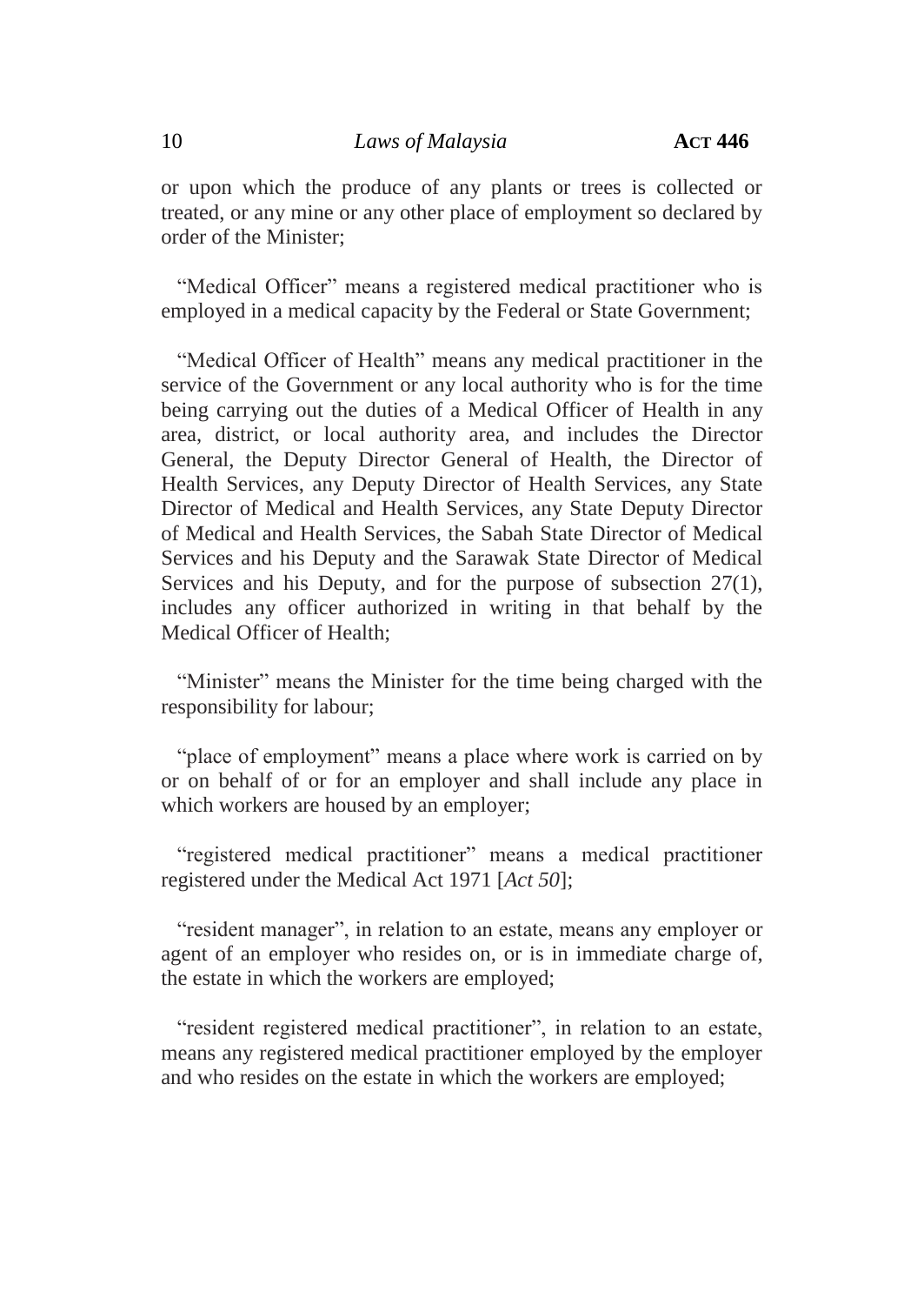or upon which the produce of any plants or trees is collected or treated, or any mine or any other place of employment so declared by order of the Minister;

"Medical Officer" means a registered medical practitioner who is employed in a medical capacity by the Federal or State Government;

"Medical Officer of Health" means any medical practitioner in the service of the Government or any local authority who is for the time being carrying out the duties of a Medical Officer of Health in any area, district, or local authority area, and includes the Director General, the Deputy Director General of Health, the Director of Health Services, any Deputy Director of Health Services, any State Director of Medical and Health Services, any State Deputy Director of Medical and Health Services, the Sabah State Director of Medical Services and his Deputy and the Sarawak State Director of Medical Services and his Deputy, and for the purpose of subsection 27(1), includes any officer authorized in writing in that behalf by the Medical Officer of Health;

"Minister" means the Minister for the time being charged with the responsibility for labour;

"place of employment" means a place where work is carried on by or on behalf of or for an employer and shall include any place in which workers are housed by an employer;

"registered medical practitioner" means a medical practitioner registered under the Medical Act 1971 [*Act 50*];

"resident manager", in relation to an estate, means any employer or agent of an employer who resides on, or is in immediate charge of, the estate in which the workers are employed;

"resident registered medical practitioner", in relation to an estate, means any registered medical practitioner employed by the employer and who resides on the estate in which the workers are employed;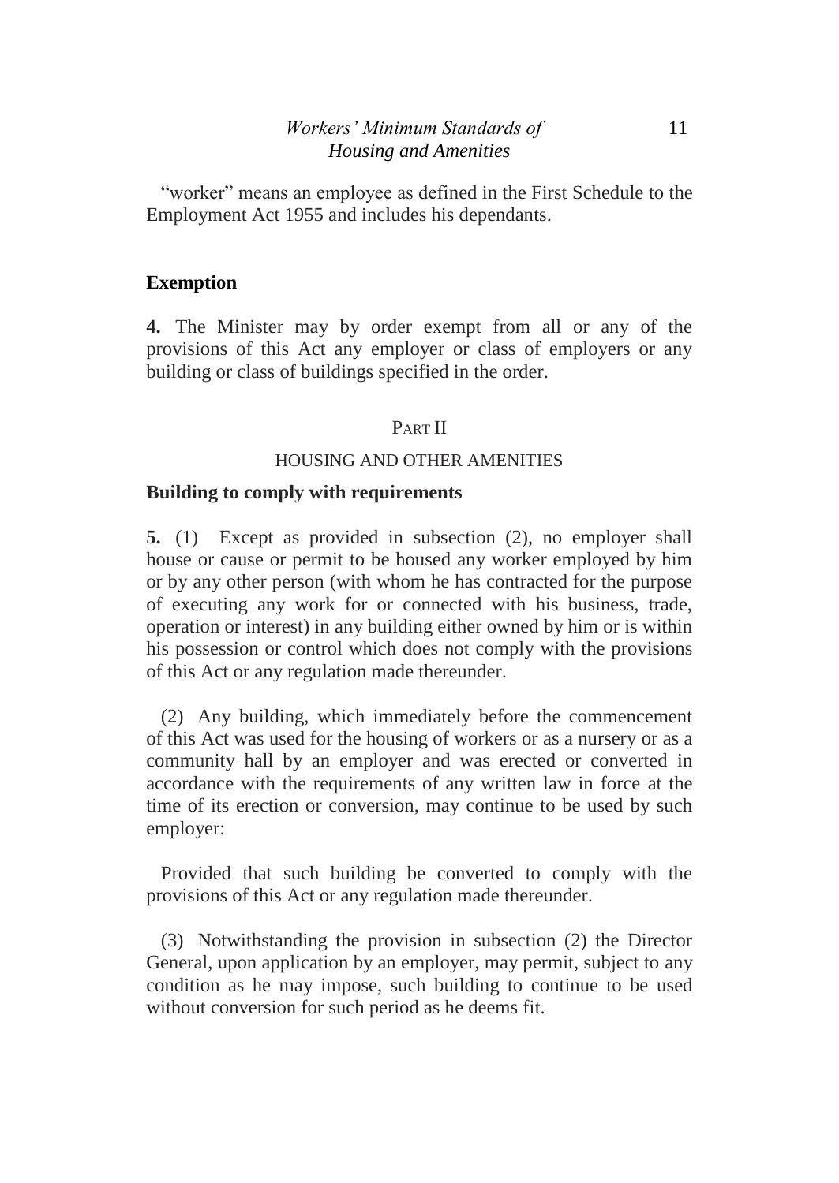"worker" means an employee as defined in the First Schedule to the Employment Act 1955 and includes his dependants.

**Exemption**

**4.** The Minister may by order exempt from all or any of the provisions of this Act any employer or class of employers or any building or class of buildings specified in the order.

## PART II

## HOUSING AND OTHER AMENITIES

**Building to comply with requirements**

**5.** (1) Except as provided in subsection (2), no employer shall house or cause or permit to be housed any worker employed by him or by any other person (with whom he has contracted for the purpose of executing any work for or connected with his business, trade, operation or interest) in any building either owned by him or is within his possession or control which does not comply with the provisions of this Act or any regulation made thereunder.

(2) Any building, which immediately before the commencement of this Act was used for the housing of workers or as a nursery or as a community hall by an employer and was erected or converted in accordance with the requirements of any written law in force at the time of its erection or conversion, may continue to be used by such employer:

Provided that such building be converted to comply with the provisions of this Act or any regulation made thereunder.

(3) Notwithstanding the provision in subsection (2) the Director General, upon application by an employer, may permit, subject to any condition as he may impose, such building to continue to be used without conversion for such period as he deems fit.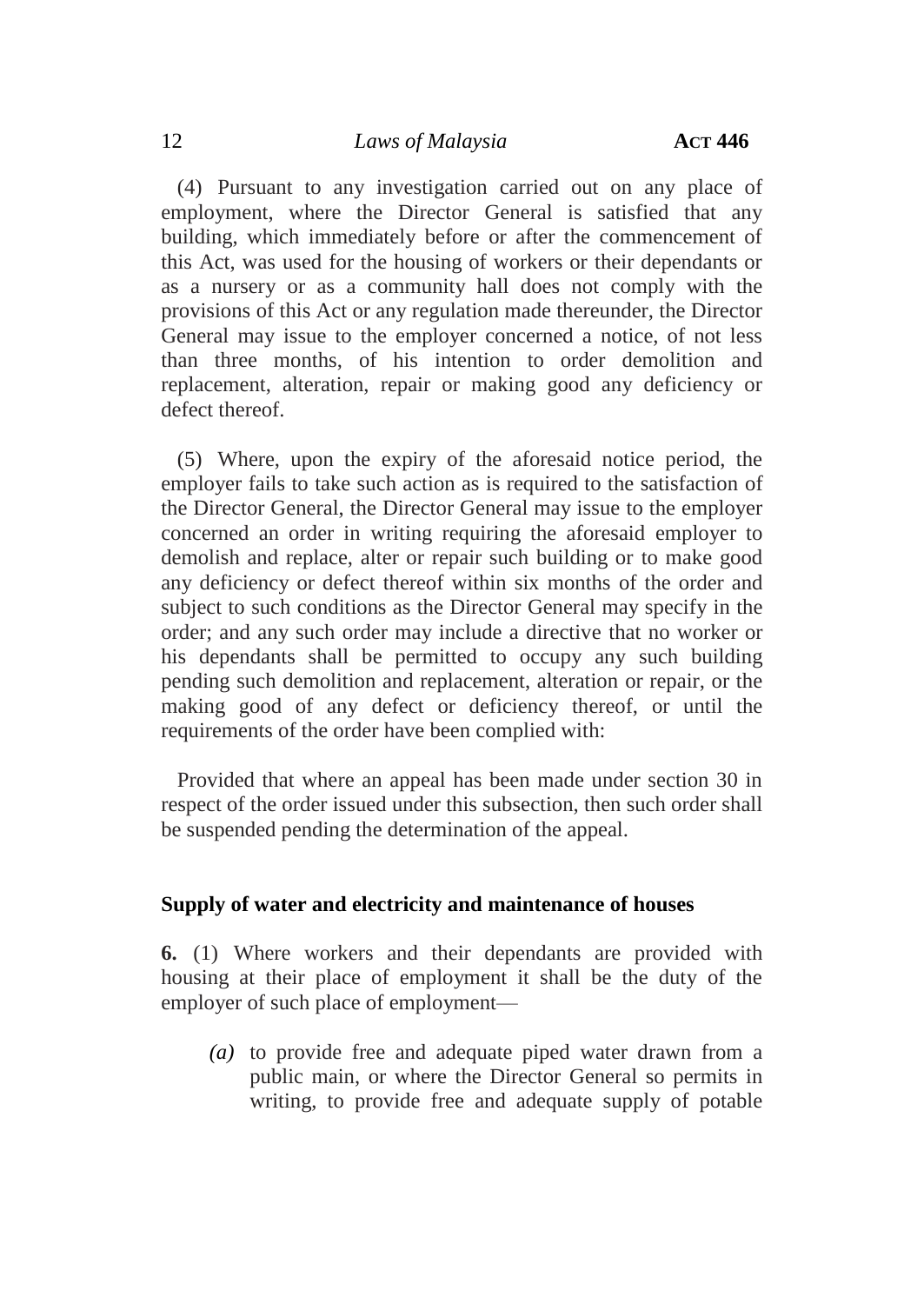(4) Pursuant to any investigation carried out on any place of employment, where the Director General is satisfied that any building, which immediately before or after the commencement of this Act, was used for the housing of workers or their dependants or as a nursery or as a community hall does not comply with the provisions of this Act or any regulation made thereunder, the Director General may issue to the employer concerned a notice, of not less than three months, of his intention to order demolition and replacement, alteration, repair or making good any deficiency or defect thereof.

(5) Where, upon the expiry of the aforesaid notice period, the employer fails to take such action as is required to the satisfaction of the Director General, the Director General may issue to the employer concerned an order in writing requiring the aforesaid employer to demolish and replace, alter or repair such building or to make good any deficiency or defect thereof within six months of the order and subject to such conditions as the Director General may specify in the order; and any such order may include a directive that no worker or his dependants shall be permitted to occupy any such building pending such demolition and replacement, alteration or repair, or the making good of any defect or deficiency thereof, or until the requirements of the order have been complied with:

Provided that where an appeal has been made under section 30 in respect of the order issued under this subsection, then such order shall be suspended pending the determination of the appeal.

### Supply of water and electricity and maintenance of houses

**6.** (1) Where workers and their dependants are provided with housing at their place of employment it shall be the duty of the employer of such place of employment—

*(a)* to provide free and adequate piped water drawn from a public main, or where the Director General so permits in writing, to provide free and adequate supply of potable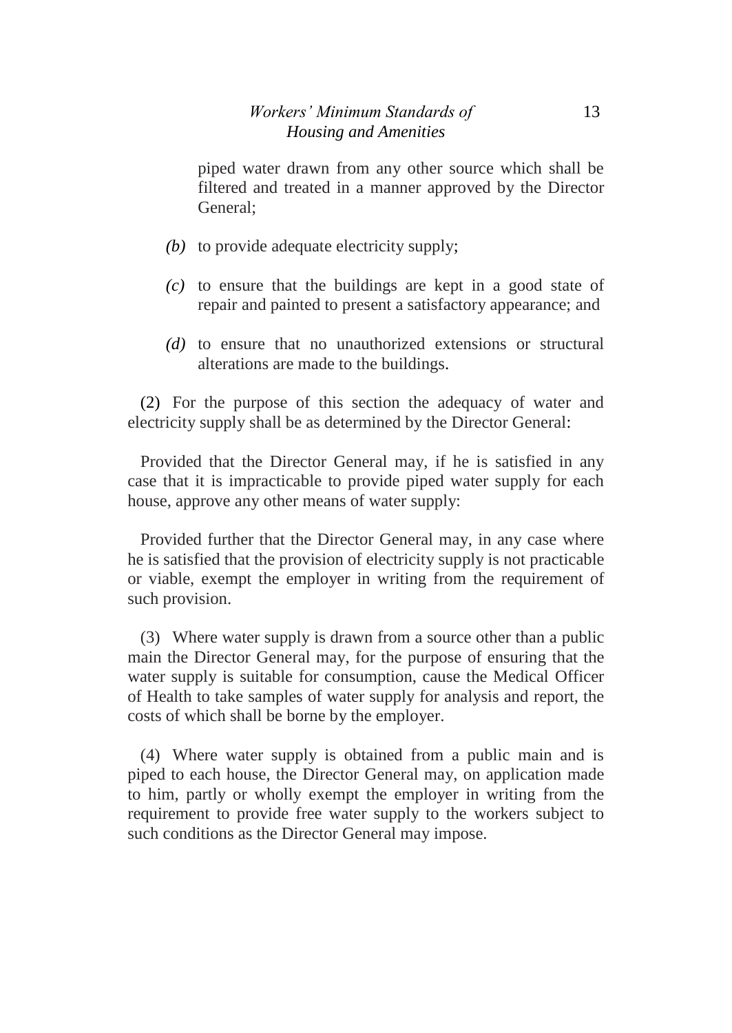piped water drawn from any other source which shall be filtered and treated in a manner approved by the Director General;

*(b)* to provide adequate electricity supply;

*(c)* to ensure that the buildings are kept in a good state of repair and painted to present a satisfactory appearance; and

*(d)* to ensure that no unauthorized extensions or structural alterations are made to the buildings.

(2) For the purpose of this section the adequacy of water and electricity supply shall be as determined by the Director General:

Provided that the Director General may, if he is satisfied in any case that it is impracticable to provide piped water supply for each house, approve any other means of water supply:

Provided further that the Director General may, in any case where he is satisfied that the provision of electricity supply is not practicable or viable, exempt the employer in writing from the requirement of such provision.

(3) Where water supply is drawn from a source other than a public main the Director General may, for the purpose of ensuring that the water supply is suitable for consumption, cause the Medical Officer of Health to take samples of water supply for analysis and report, the costs of which shall be borne by the employer.

(4) Where water supply is obtained from a public main and is piped to each house, the Director General may, on application made to him, partly or wholly exempt the employer in writing from the requirement to provide free water supply to the workers subject to such conditions as the Director General may impose.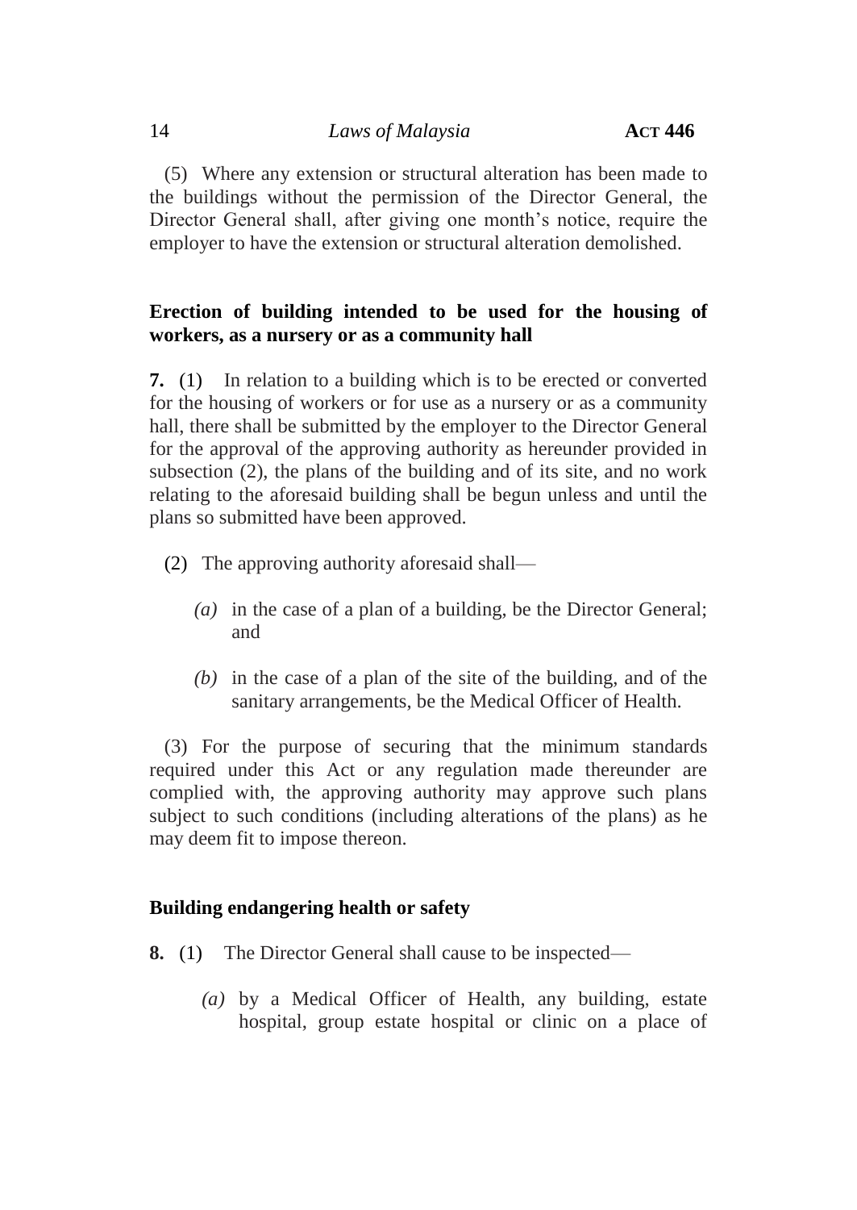(5) Where any extension or structural alteration has been made to the buildings without the permission of the Director General, the Director General shall, after giving one month's notice, require the employer to have the extension or structural alteration demolished.

**Erection of building intended to be used for the housing of workers, as a nursery or as a community hall**

**7.** (1) In relation to a building which is to be erected or converted for the housing of workers or for use as a nursery or as a community hall, there shall be submitted by the employer to the Director General for the approval of the approving authority as hereunder provided in subsection (2), the plans of the building and of its site, and no work relating to the aforesaid building shall be begun unless and until the plans so submitted have been approved.

(2) The approving authority aforesaid shall—

*(a)* in the case of a plan of a building, be the Director General; and

*(b)* in the case of a plan of the site of the building, and of the sanitary arrangements, be the Medical Officer of Health.

(3) For the purpose of securing that the minimum standards required under this Act or any regulation made thereunder are complied with, the approving authority may approve such plans subject to such conditions (including alterations of the plans) as he may deem fit to impose thereon.

**Building endangering health or safety**

**8.** (1) The Director General shall cause to be inspected—

*(a)* by a Medical Officer of Health, any building, estate hospital, group estate hospital or clinic on a place of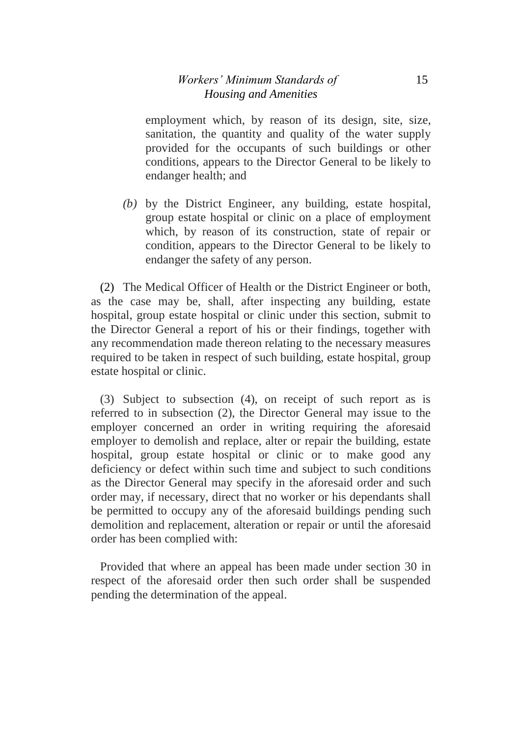employment which, by reason of its design, site, size, sanitation, the quantity and quality of the water supply provided for the occupants of such buildings or other conditions, appears to the Director General to be likely to endanger health; and

*(b)* by the District Engineer, any building, estate hospital, group estate hospital or clinic on a place of employment which, by reason of its construction, state of repair or condition, appears to the Director General to be likely to endanger the safety of any person.

(2) The Medical Officer of Health or the District Engineer or both, as the case may be, shall, after inspecting any building, estate hospital, group estate hospital or clinic under this section, submit to the Director General a report of his or their findings, together with any recommendation made thereon relating to the necessary measures required to be taken in respect of such building, estate hospital, group estate hospital or clinic.

(3) Subject to subsection (4), on receipt of such report as is referred to in subsection (2), the Director General may issue to the employer concerned an order in writing requiring the aforesaid employer to demolish and replace, alter or repair the building, estate hospital, group estate hospital or clinic or to make good any deficiency or defect within such time and subject to such conditions as the Director General may specify in the aforesaid order and such order may, if necessary, direct that no worker or his dependants shall be permitted to occupy any of the aforesaid buildings pending such demolition and replacement, alteration or repair or until the aforesaid order has been complied with:

Provided that where an appeal has been made under section 30 in respect of the aforesaid order then such order shall be suspended pending the determination of the appeal.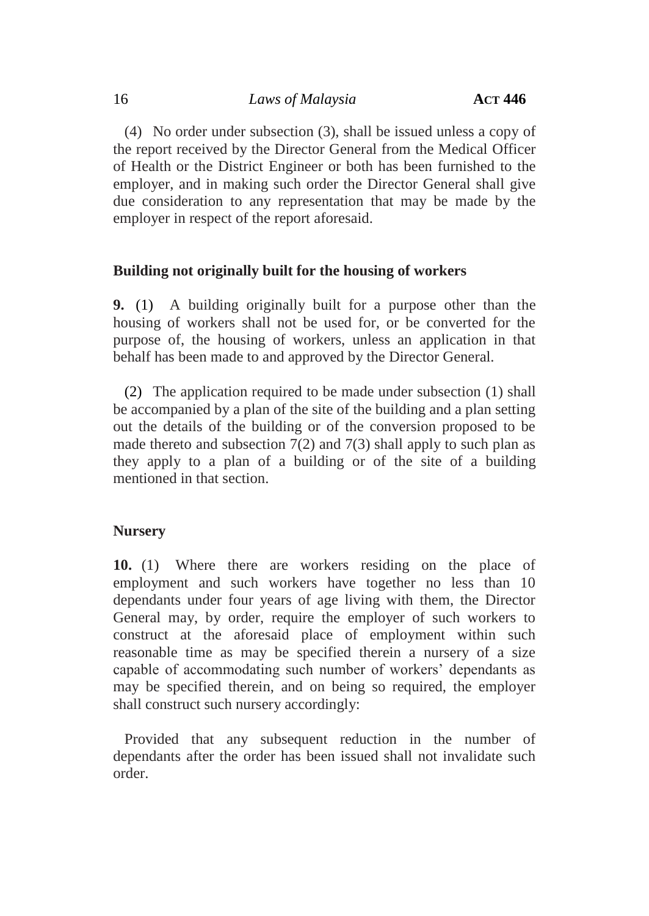(4) No order under subsection (3), shall be issued unless a copy of the report received by the Director General from the Medical Officer of Health or the District Engineer or both has been furnished to the employer, and in making such order the Director General shall give due consideration to any representation that may be made by the employer in respect of the report aforesaid.

**Building not originally built for the housing of workers**

**9.** (1) A building originally built for a purpose other than the housing of workers shall not be used for, or be converted for the purpose of, the housing of workers, unless an application in that behalf has been made to and approved by the Director General.

(2) The application required to be made under subsection (1) shall be accompanied by a plan of the site of the building and a plan setting out the details of the building or of the conversion proposed to be made thereto and subsection 7(2) and 7(3) shall apply to such plan as they apply to a plan of a building or of the site of a building mentioned in that section.

**Nursery**

**10.** (1) Where there are workers residing on the place of employment and such workers have together no less than 10 dependants under four years of age living with them, the Director General may, by order, require the employer of such workers to construct at the aforesaid place of employment within such reasonable time as may be specified therein a nursery of a size capable of accommodating such number of workers' dependants as may be specified therein, and on being so required, the employer shall construct such nursery accordingly:

Provided that any subsequent reduction in the number of dependants after the order has been issued shall not invalidate such order.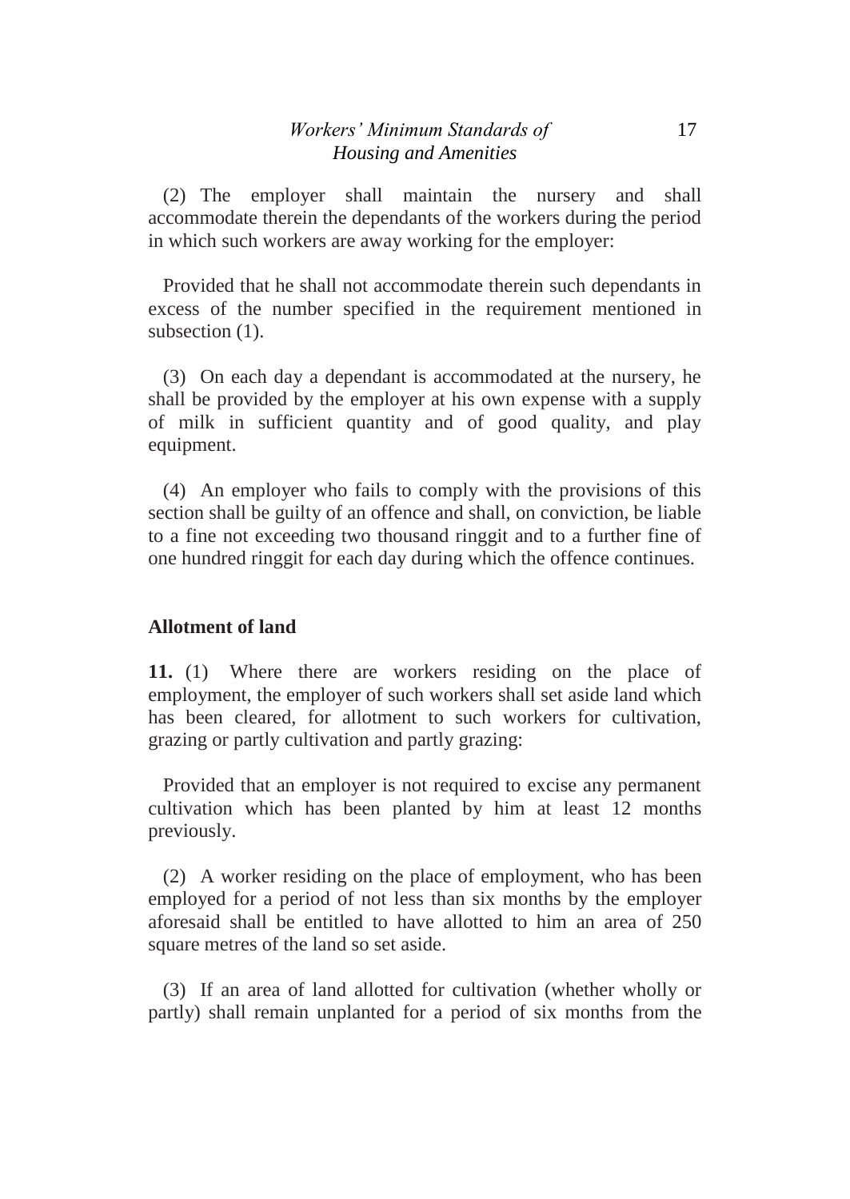(2) The employer shall maintain the nursery and shall accommodate therein the dependants of the workers during the period in which such workers are away working for the employer:

Provided that he shall not accommodate therein such dependants in excess of the number specified in the requirement mentioned in subsection (1).

(3) On each day a dependant is accommodated at the nursery, he shall be provided by the employer at his own expense with a supply of milk in sufficient quantity and of good quality, and play equipment.

(4) An employer who fails to comply with the provisions of this section shall be guilty of an offence and shall, on conviction, be liable to a fine not exceeding two thousand ringgit and to a further fine of one hundred ringgit for each day during which the offence continues.

### Allotment of land

**11.** (1) Where there are workers residing on the place of employment, the employer of such workers shall set aside land which has been cleared, for allotment to such workers for cultivation, grazing or partly cultivation and partly grazing:

Provided that an employer is not required to excise any permanent cultivation which has been planted by him at least 12 months previously.

(2) A worker residing on the place of employment, who has been employed for a period of not less than six months by the employer aforesaid shall be entitled to have allotted to him an area of 250 square metres of the land so set aside.

(3) If an area of land allotted for cultivation (whether wholly or partly) shall remain unplanted for a period of six months from the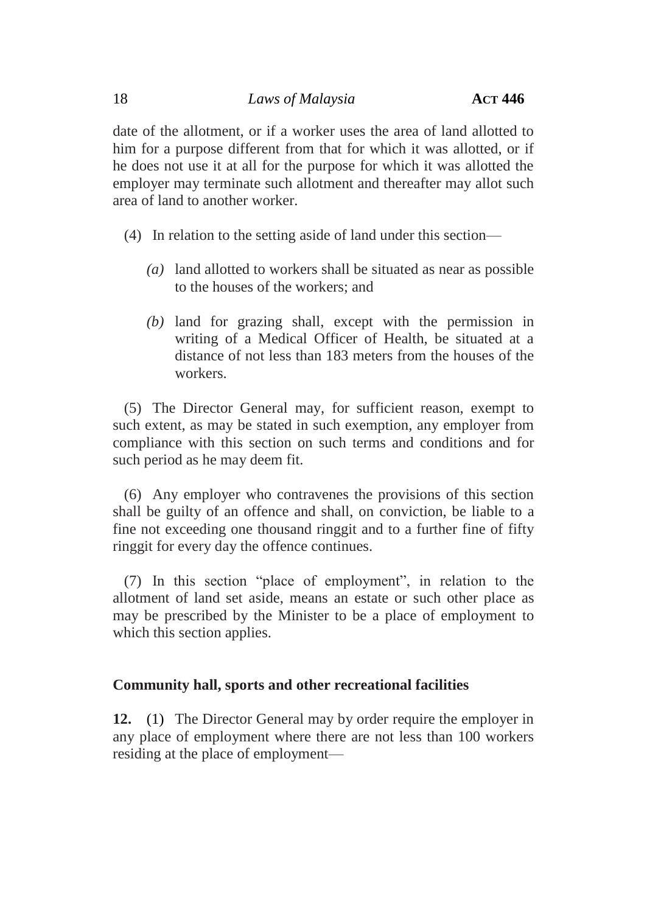date of the allotment, or if a worker uses the area of land allotted to him for a purpose different from that for which it was allotted, or if he does not use it at all for the purpose for which it was allotted the employer may terminate such allotment and thereafter may allot such area of land to another worker.

(4) In relation to the setting aside of land under this section—

*(a)* land allotted to workers shall be situated as near as possible to the houses of the workers; and

*(b)* land for grazing shall, except with the permission in writing of a Medical Officer of Health, be situated at a distance of not less than 183 meters from the houses of the workers.

(5) The Director General may, for sufficient reason, exempt to such extent, as may be stated in such exemption, any employer from compliance with this section on such terms and conditions and for such period as he may deem fit.

(6) Any employer who contravenes the provisions of this section shall be guilty of an offence and shall, on conviction, be liable to a fine not exceeding one thousand ringgit and to a further fine of fifty ringgit for every day the offence continues.

(7) In this section "place of employment", in relation to the allotment of land set aside, means an estate or such other place as may be prescribed by the Minister to be a place of employment to which this section applies.

**Community hall, sports and other recreational facilities**

**12.** (1) The Director General may by order require the employer in any place of employment where there are not less than 100 workers residing at the place of employment—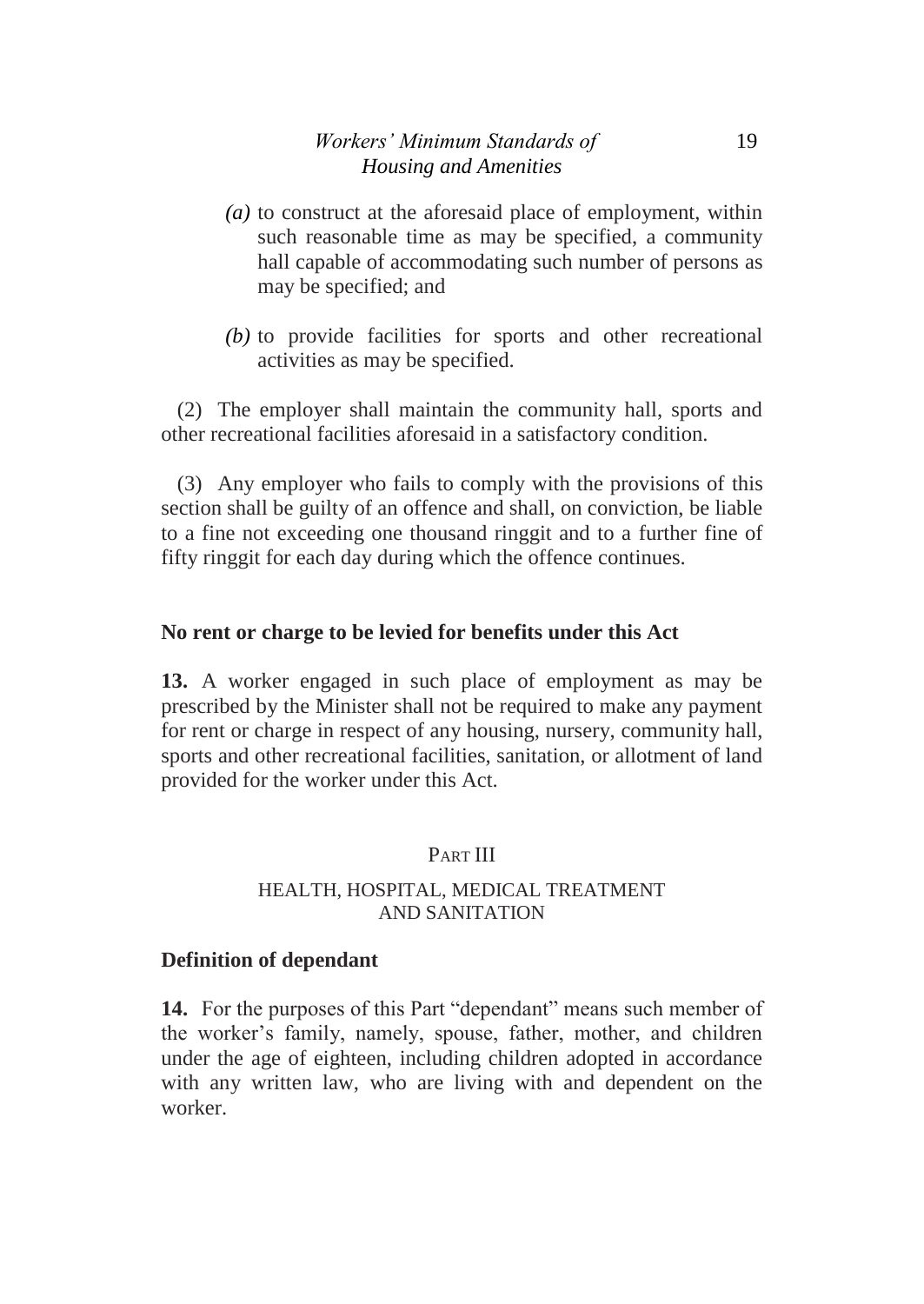*(a)* to construct at the aforesaid place of employment, within such reasonable time as may be specified, a community hall capable of accommodating such number of persons as may be specified; and

*(b)* to provide facilities for sports and other recreational activities as may be specified.

(2) The employer shall maintain the community hall, sports and other recreational facilities aforesaid in a satisfactory condition.

(3) Any employer who fails to comply with the provisions of this section shall be guilty of an offence and shall, on conviction, be liable to a fine not exceeding one thousand ringgit and to a further fine of fifty ringgit for each day during which the offence continues.

**No rent or charge to be levied for benefits under this Act**

**13.** A worker engaged in such place of employment as may be prescribed by the Minister shall not be required to make any payment for rent or charge in respect of any housing, nursery, community hall, sports and other recreational facilities, sanitation, or allotment of land provided for the worker under this Act.

## PART III

## HEALTH, HOSPITAL, MEDICAL TREATMENT AND SANITATION

**Definition of dependant**

**14.** For the purposes of this Part "dependant" means such member of the worker's family, namely, spouse, father, mother, and children under the age of eighteen, including children adopted in accordance with any written law, who are living with and dependent on the worker.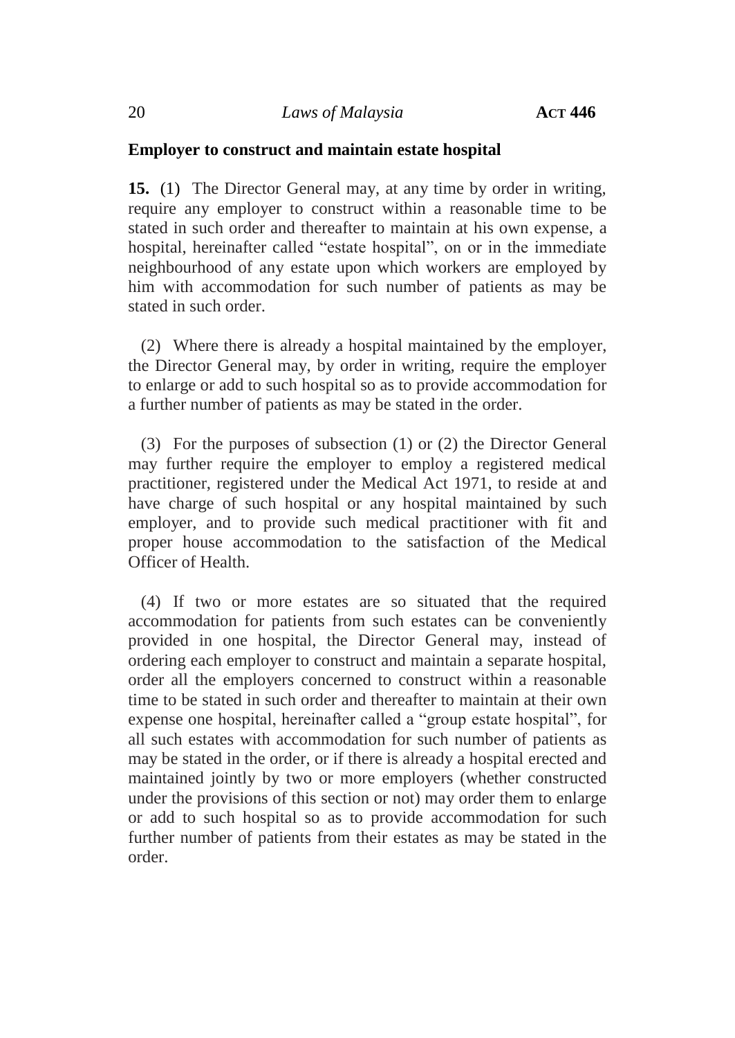**Employer to construct and maintain estate hospital**

**15.** (1) The Director General may, at any time by order in writing, require any employer to construct within a reasonable time to be stated in such order and thereafter to maintain at his own expense, a hospital, hereinafter called "estate hospital", on or in the immediate neighbourhood of any estate upon which workers are employed by him with accommodation for such number of patients as may be stated in such order.

(2) Where there is already a hospital maintained by the employer, the Director General may, by order in writing, require the employer to enlarge or add to such hospital so as to provide accommodation for a further number of patients as may be stated in the order.

(3) For the purposes of subsection (1) or (2) the Director General may further require the employer to employ a registered medical practitioner, registered under the Medical Act 1971, to reside at and have charge of such hospital or any hospital maintained by such employer, and to provide such medical practitioner with fit and proper house accommodation to the satisfaction of the Medical Officer of Health.

(4) If two or more estates are so situated that the required accommodation for patients from such estates can be conveniently provided in one hospital, the Director General may, instead of ordering each employer to construct and maintain a separate hospital, order all the employers concerned to construct within a reasonable time to be stated in such order and thereafter to maintain at their own expense one hospital, hereinafter called a "group estate hospital", for all such estates with accommodation for such number of patients as may be stated in the order, or if there is already a hospital erected and maintained jointly by two or more employers (whether constructed under the provisions of this section or not) may order them to enlarge or add to such hospital so as to provide accommodation for such further number of patients from their estates as may be stated in the order.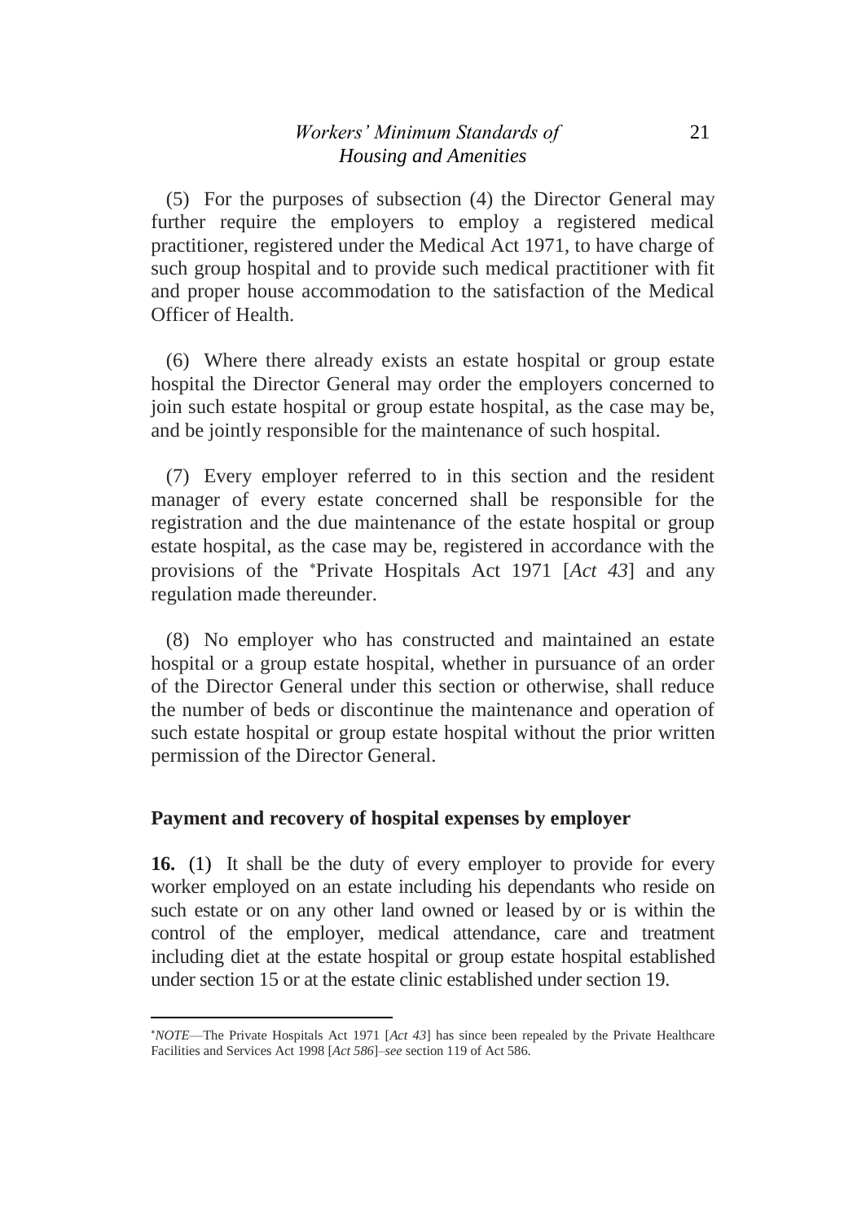(5) For the purposes of subsection (4) the Director General may further require the employers to employ a registered medical practitioner, registered under the Medical Act 1971, to have charge of such group hospital and to provide such medical practitioner with fit and proper house accommodation to the satisfaction of the Medical Officer of Health.

(6) Where there already exists an estate hospital or group estate hospital the Director General may order the employers concerned to join such estate hospital or group estate hospital, as the case may be, and be jointly responsible for the maintenance of such hospital.

(7) Every employer referred to in this section and the resident manager of every estate concerned shall be responsible for the registration and the due maintenance of the estate hospital or group estate hospital, as the case may be, registered in accordance with the provisions of the *Private Hospitals Act 1971 [*Act 43*] and any regulation made thereunder.

(8) No employer who has constructed and maintained an estate hospital or a group estate hospital, whether in pursuance of an order of the Director General under this section or otherwise, shall reduce the number of beds or discontinue the maintenance and operation of such estate hospital or group estate hospital without the prior written permission of the Director General.

### Payment and recovery of hospital expenses by employer

**16.** (1) It shall be the duty of every employer to provide for every worker employed on an estate including his dependants who reside on such estate or on any other land owned or leased by or is within the control of the employer, medical attendance, care and treatment including diet at the estate hospital or group estate hospital established under section 15 or at the estate clinic established under section 19.

---

**NOTE*—The Private Hospitals Act 1971 [*Act 43*] has since been repealed by the Private Healthcare Facilities and Services Act 1998 [*Act 586*]–*see* section 119 of Act 586.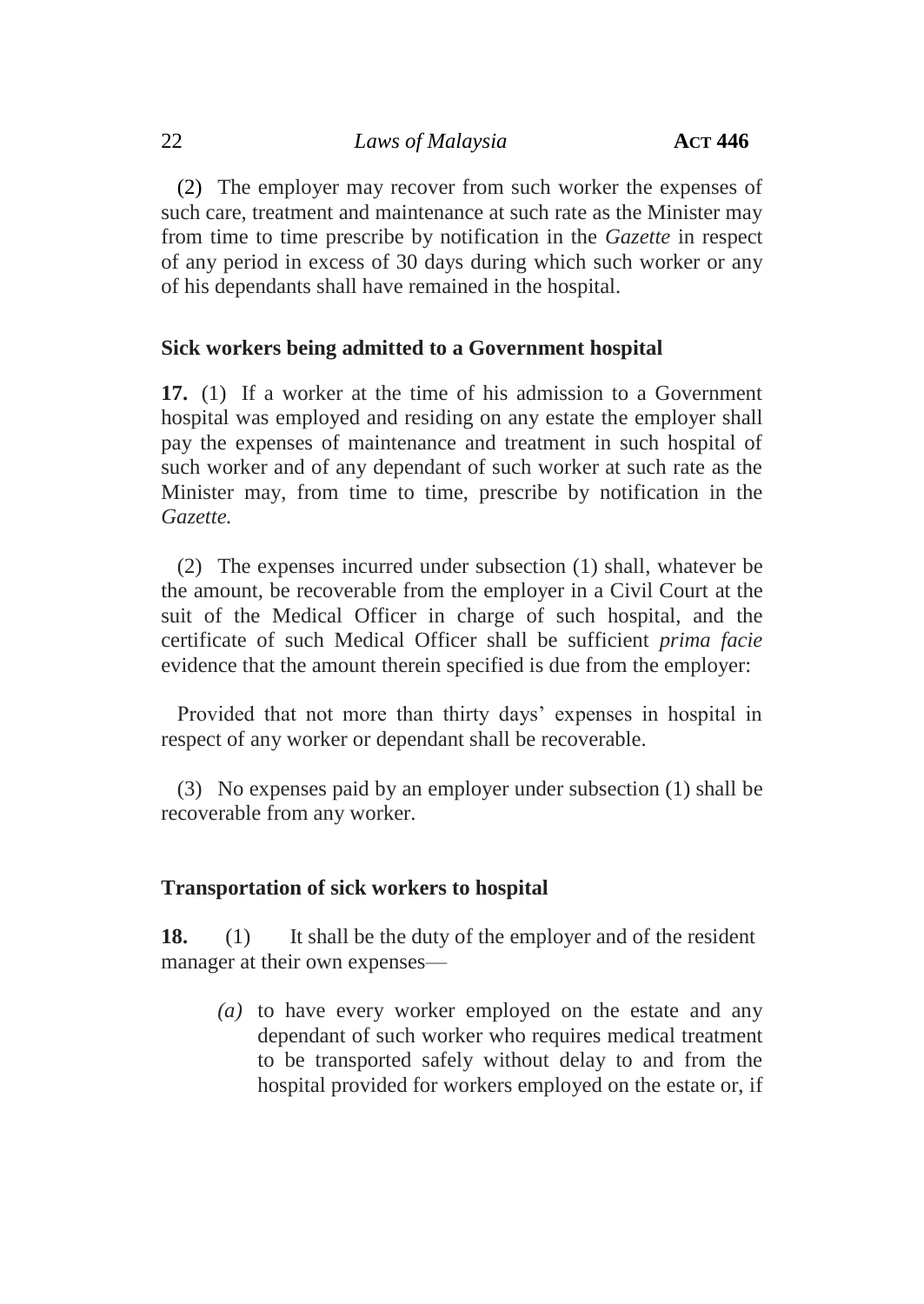(2) The employer may recover from such worker the expenses of such care, treatment and maintenance at such rate as the Minister may from time to time prescribe by notification in the *Gazette* in respect of any period in excess of 30 days during which such worker or any of his dependants shall have remained in the hospital.

### Sick workers being admitted to a Government hospital

**17.** (1) If a worker at the time of his admission to a Government hospital was employed and residing on any estate the employer shall pay the expenses of maintenance and treatment in such hospital of such worker and of any dependant of such worker at such rate as the Minister may, from time to time, prescribe by notification in the *Gazette.*

(2) The expenses incurred under subsection (1) shall, whatever be the amount, be recoverable from the employer in a Civil Court at the suit of the Medical Officer in charge of such hospital, and the certificate of such Medical Officer shall be sufficient *prima facie* evidence that the amount therein specified is due from the employer:

Provided that not more than thirty days' expenses in hospital in respect of any worker or dependant shall be recoverable.

(3) No expenses paid by an employer under subsection (1) shall be recoverable from any worker.

### Transportation of sick workers to hospital

**18.** (1) It shall be the duty of the employer and of the resident manager at their own expenses—

*(a)* to have every worker employed on the estate and any dependant of such worker who requires medical treatment to be transported safely without delay to and from the hospital provided for workers employed on the estate or, if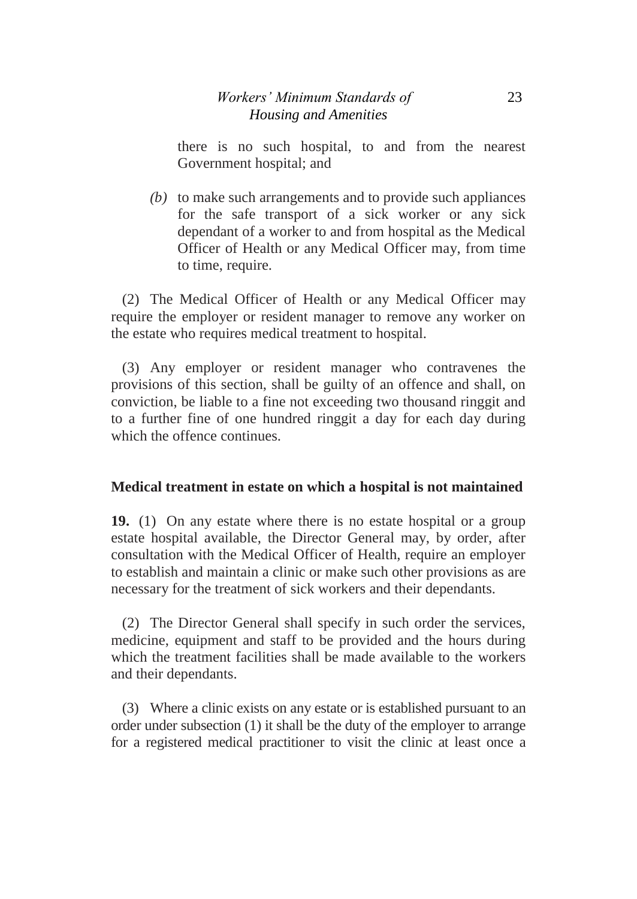there is no such hospital, to and from the nearest Government hospital; and

*(b)* to make such arrangements and to provide such appliances for the safe transport of a sick worker or any sick dependant of a worker to and from hospital as the Medical Officer of Health or any Medical Officer may, from time to time, require.

(2) The Medical Officer of Health or any Medical Officer may require the employer or resident manager to remove any worker on the estate who requires medical treatment to hospital.

(3) Any employer or resident manager who contravenes the provisions of this section, shall be guilty of an offence and shall, on conviction, be liable to a fine not exceeding two thousand ringgit and to a further fine of one hundred ringgit a day for each day during which the offence continues.

**Medical treatment in estate on which a hospital is not maintained**

**19.** (1) On any estate where there is no estate hospital or a group estate hospital available, the Director General may, by order, after consultation with the Medical Officer of Health, require an employer to establish and maintain a clinic or make such other provisions as are necessary for the treatment of sick workers and their dependants.

(2) The Director General shall specify in such order the services, medicine, equipment and staff to be provided and the hours during which the treatment facilities shall be made available to the workers and their dependants.

(3) Where a clinic exists on any estate or is established pursuant to an order under subsection (1) it shall be the duty of the employer to arrange for a registered medical practitioner to visit the clinic at least once a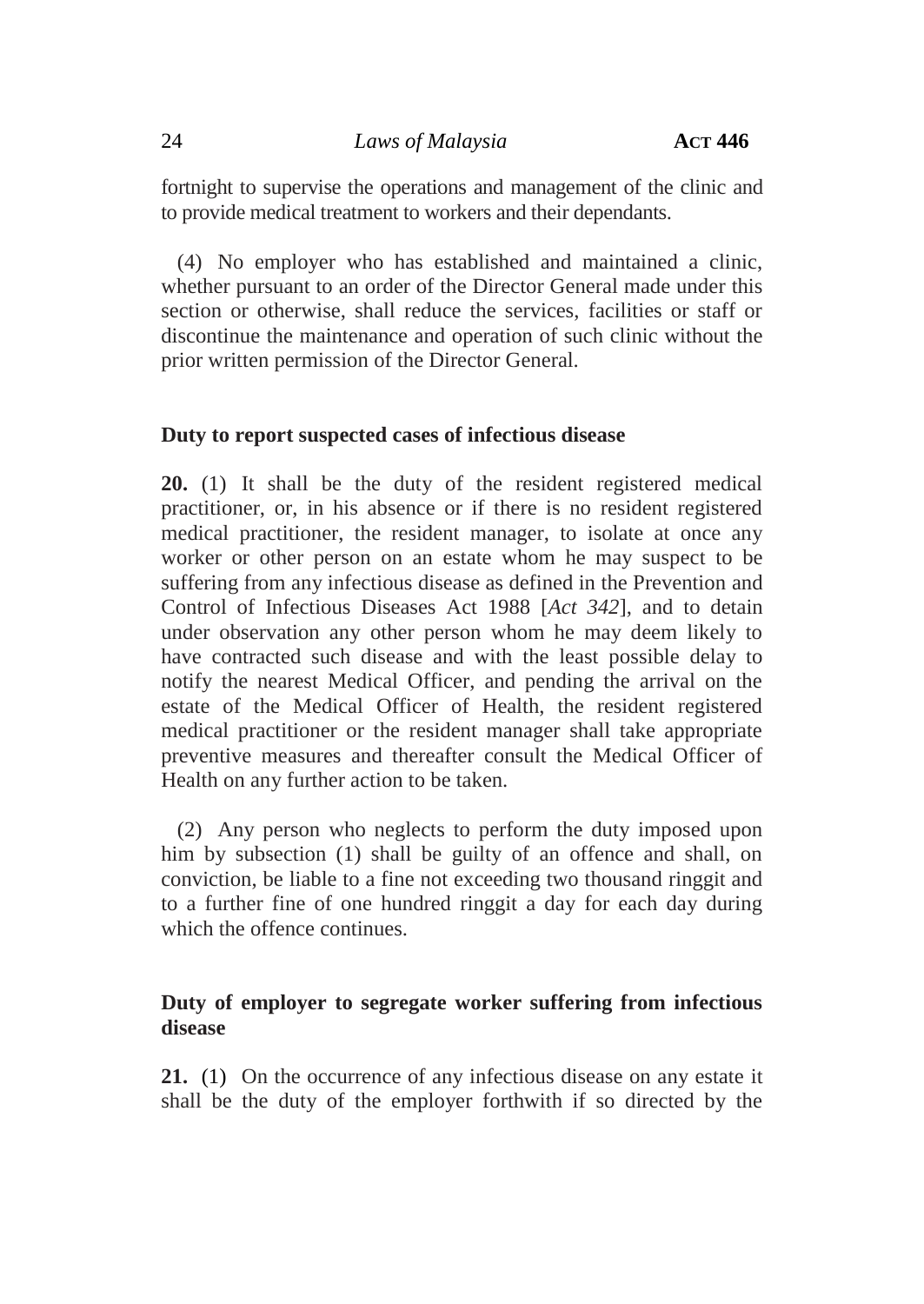fortnight to supervise the operations and management of the clinic and to provide medical treatment to workers and their dependants.

(4) No employer who has established and maintained a clinic, whether pursuant to an order of the Director General made under this section or otherwise, shall reduce the services, facilities or staff or discontinue the maintenance and operation of such clinic without the prior written permission of the Director General.

**Duty to report suspected cases of infectious disease**

**20.** (1) It shall be the duty of the resident registered medical practitioner, or, in his absence or if there is no resident registered medical practitioner, the resident manager, to isolate at once any worker or other person on an estate whom he may suspect to be suffering from any infectious disease as defined in the Prevention and Control of Infectious Diseases Act 1988 [*Act 342*], and to detain under observation any other person whom he may deem likely to have contracted such disease and with the least possible delay to notify the nearest Medical Officer, and pending the arrival on the estate of the Medical Officer of Health, the resident registered medical practitioner or the resident manager shall take appropriate preventive measures and thereafter consult the Medical Officer of Health on any further action to be taken.

(2) Any person who neglects to perform the duty imposed upon him by subsection (1) shall be guilty of an offence and shall, on conviction, be liable to a fine not exceeding two thousand ringgit and to a further fine of one hundred ringgit a day for each day during which the offence continues.

**Duty of employer to segregate worker suffering from infectious disease**

**21.** (1) On the occurrence of any infectious disease on any estate it shall be the duty of the employer forthwith if so directed by the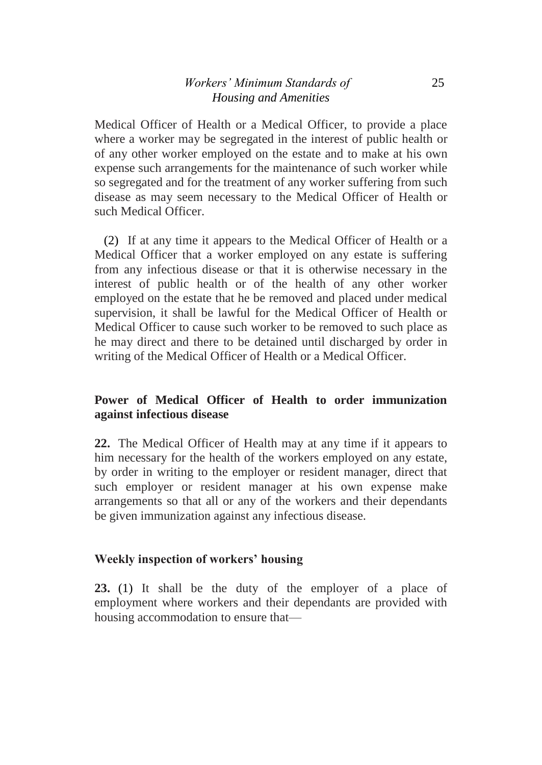Medical Officer of Health or a Medical Officer, to provide a place where a worker may be segregated in the interest of public health or of any other worker employed on the estate and to make at his own expense such arrangements for the maintenance of such worker while so segregated and for the treatment of any worker suffering from such disease as may seem necessary to the Medical Officer of Health or such Medical Officer.

(2) If at any time it appears to the Medical Officer of Health or a Medical Officer that a worker employed on any estate is suffering from any infectious disease or that it is otherwise necessary in the interest of public health or of the health of any other worker employed on the estate that he be removed and placed under medical supervision, it shall be lawful for the Medical Officer of Health or Medical Officer to cause such worker to be removed to such place as he may direct and there to be detained until discharged by order in writing of the Medical Officer of Health or a Medical Officer.

**Power of Medical Officer of Health to order immunization against infectious disease**

**22.** The Medical Officer of Health may at any time if it appears to him necessary for the health of the workers employed on any estate, by order in writing to the employer or resident manager, direct that such employer or resident manager at his own expense make arrangements so that all or any of the workers and their dependants be given immunization against any infectious disease.

**Weekly inspection of workers' housing**

**23.** (1) It shall be the duty of the employer of a place of employment where workers and their dependants are provided with housing accommodation to ensure that—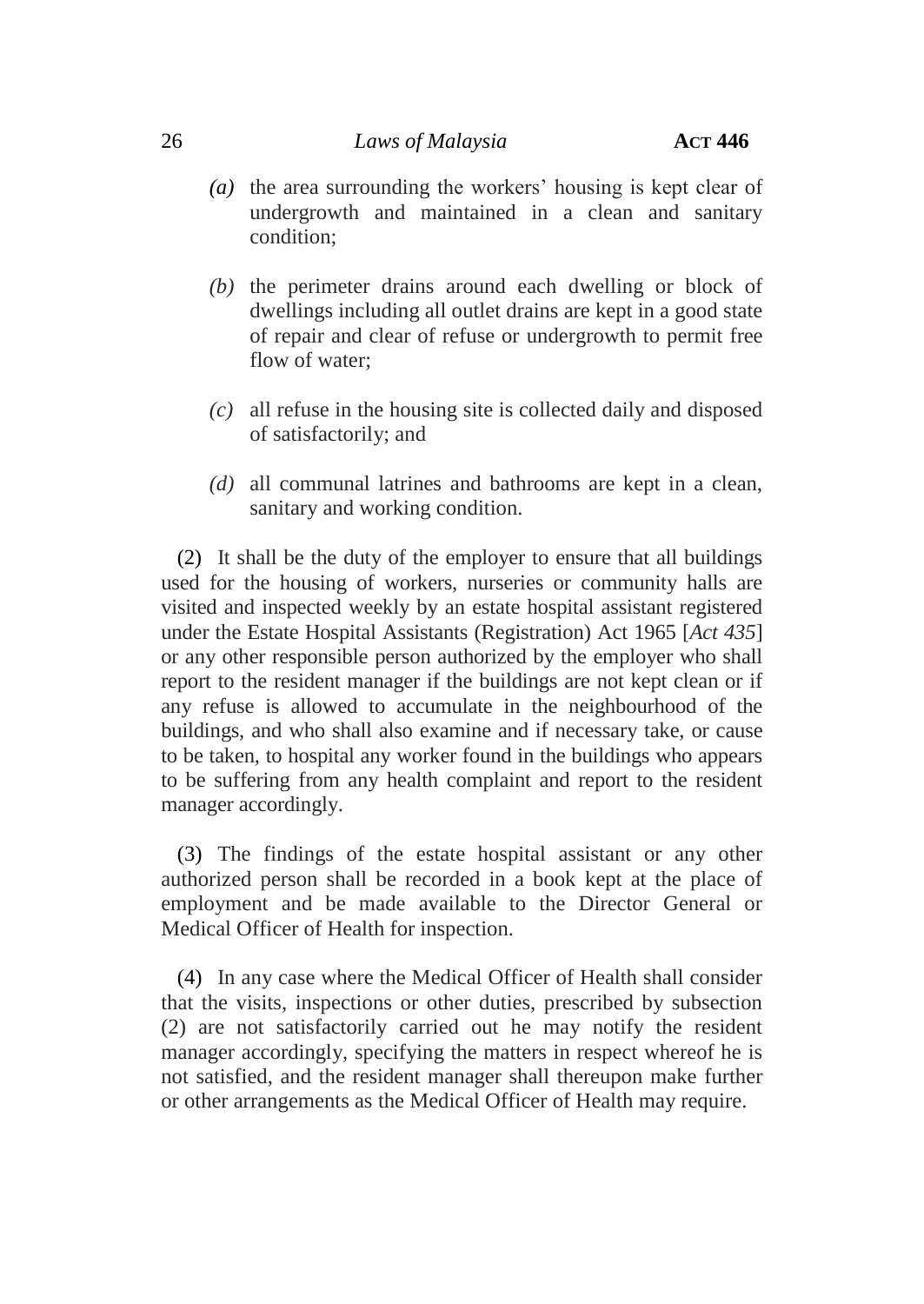*(a)* the area surrounding the workers' housing is kept clear of undergrowth and maintained in a clean and sanitary condition;

*(b)* the perimeter drains around each dwelling or block of dwellings including all outlet drains are kept in a good state of repair and clear of refuse or undergrowth to permit free flow of water;

*(c)* all refuse in the housing site is collected daily and disposed of satisfactorily; and

*(d)* all communal latrines and bathrooms are kept in a clean, sanitary and working condition.

(2) It shall be the duty of the employer to ensure that all buildings used for the housing of workers, nurseries or community halls are visited and inspected weekly by an estate hospital assistant registered under the Estate Hospital Assistants (Registration) Act 1965 [*Act 435*] or any other responsible person authorized by the employer who shall report to the resident manager if the buildings are not kept clean or if any refuse is allowed to accumulate in the neighbourhood of the buildings, and who shall also examine and if necessary take, or cause to be taken, to hospital any worker found in the buildings who appears to be suffering from any health complaint and report to the resident manager accordingly.

(3) The findings of the estate hospital assistant or any other authorized person shall be recorded in a book kept at the place of employment and be made available to the Director General or Medical Officer of Health for inspection.

(4) In any case where the Medical Officer of Health shall consider that the visits, inspections or other duties, prescribed by subsection (2) are not satisfactorily carried out he may notify the resident manager accordingly, specifying the matters in respect whereof he is not satisfied, and the resident manager shall thereupon make further or other arrangements as the Medical Officer of Health may require.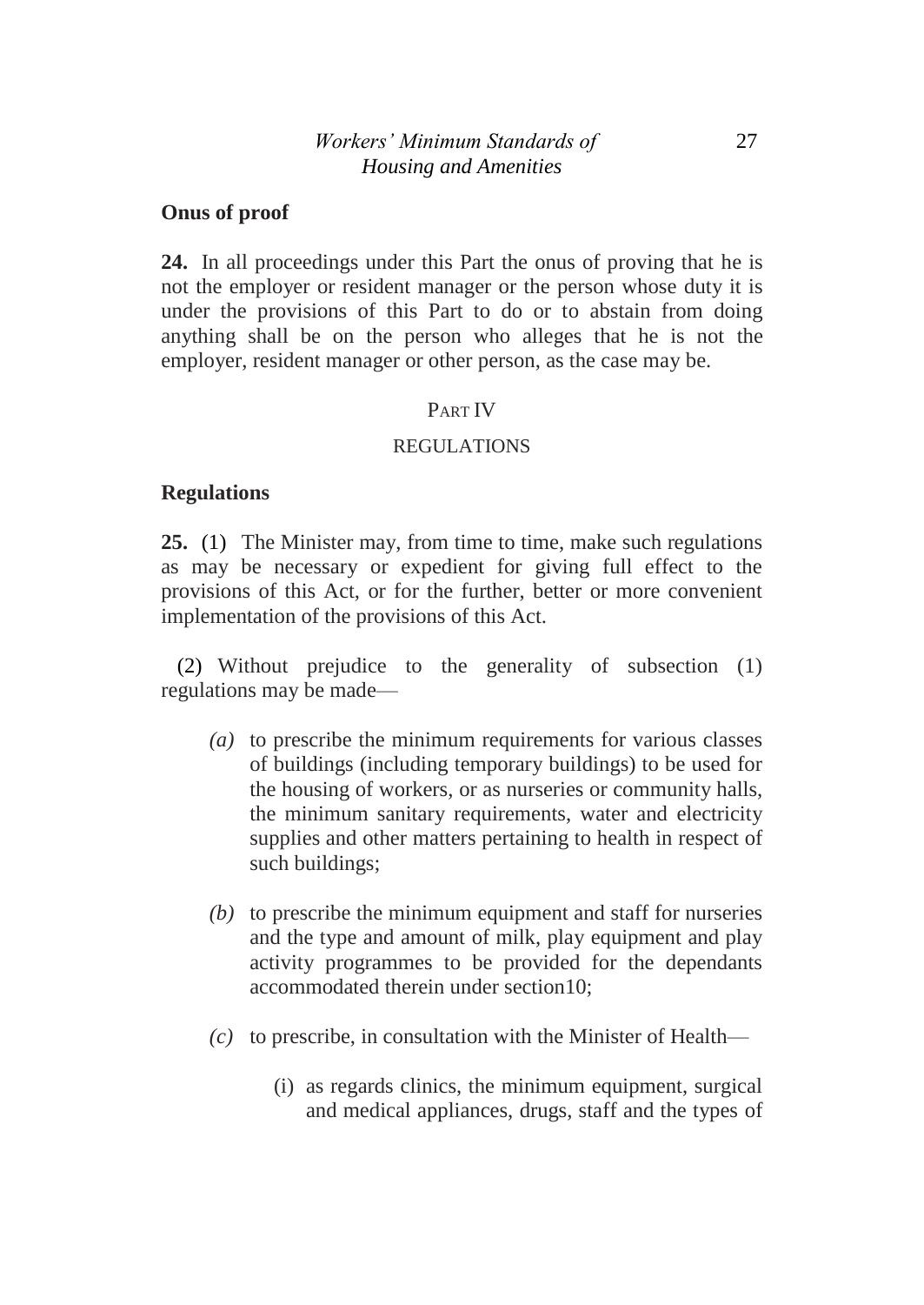**Onus of proof**

**24.** In all proceedings under this Part the onus of proving that he is not the employer or resident manager or the person whose duty it is under the provisions of this Part to do or to abstain from doing anything shall be on the person who alleges that he is not the employer, resident manager or other person, as the case may be.

PART IV

REGULATIONS

**Regulations**

**25.** (1) The Minister may, from time to time, make such regulations as may be necessary or expedient for giving full effect to the provisions of this Act, or for the further, better or more convenient implementation of the provisions of this Act.

(2) Without prejudice to the generality of subsection (1) regulations may be made—

*(a)* to prescribe the minimum requirements for various classes of buildings (including temporary buildings) to be used for the housing of workers, or as nurseries or community halls, the minimum sanitary requirements, water and electricity supplies and other matters pertaining to health in respect of such buildings;

*(b)* to prescribe the minimum equipment and staff for nurseries and the type and amount of milk, play equipment and play activity programmes to be provided for the dependants accommodated therein under section10;

*(c)* to prescribe, in consultation with the Minister of Health—

(i) as regards clinics, the minimum equipment, surgical and medical appliances, drugs, staff and the types of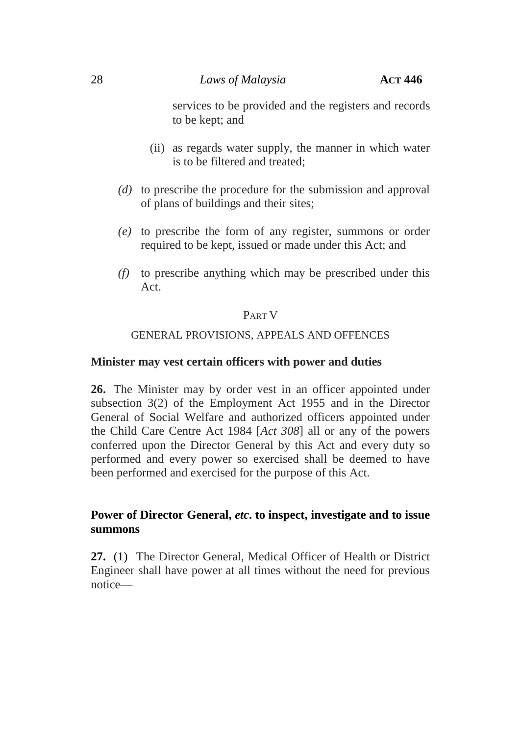services to be provided and the registers and records to be kept; and

(ii) as regards water supply, the manner in which water is to be filtered and treated;

*(d)* to prescribe the procedure for the submission and approval of plans of buildings and their sites;

*(e)* to prescribe the form of any register, summons or order required to be kept, issued or made under this Act; and

*(f)* to prescribe anything which may be prescribed under this Act.

## PART V

## GENERAL PROVISIONS, APPEALS AND OFFENCES

**Minister may vest certain officers with power and duties**

**26.** The Minister may by order vest in an officer appointed under subsection 3(2) of the Employment Act 1955 and in the Director General of Social Welfare and authorized officers appointed under the Child Care Centre Act 1984 [*Act 308*] all or any of the powers conferred upon the Director General by this Act and every duty so performed and every power so exercised shall be deemed to have been performed and exercised for the purpose of this Act.

**Power of Director General, *etc*. to inspect, investigate and to issue summons**

**27.** (1) The Director General, Medical Officer of Health or District Engineer shall have power at all times without the need for previous notice—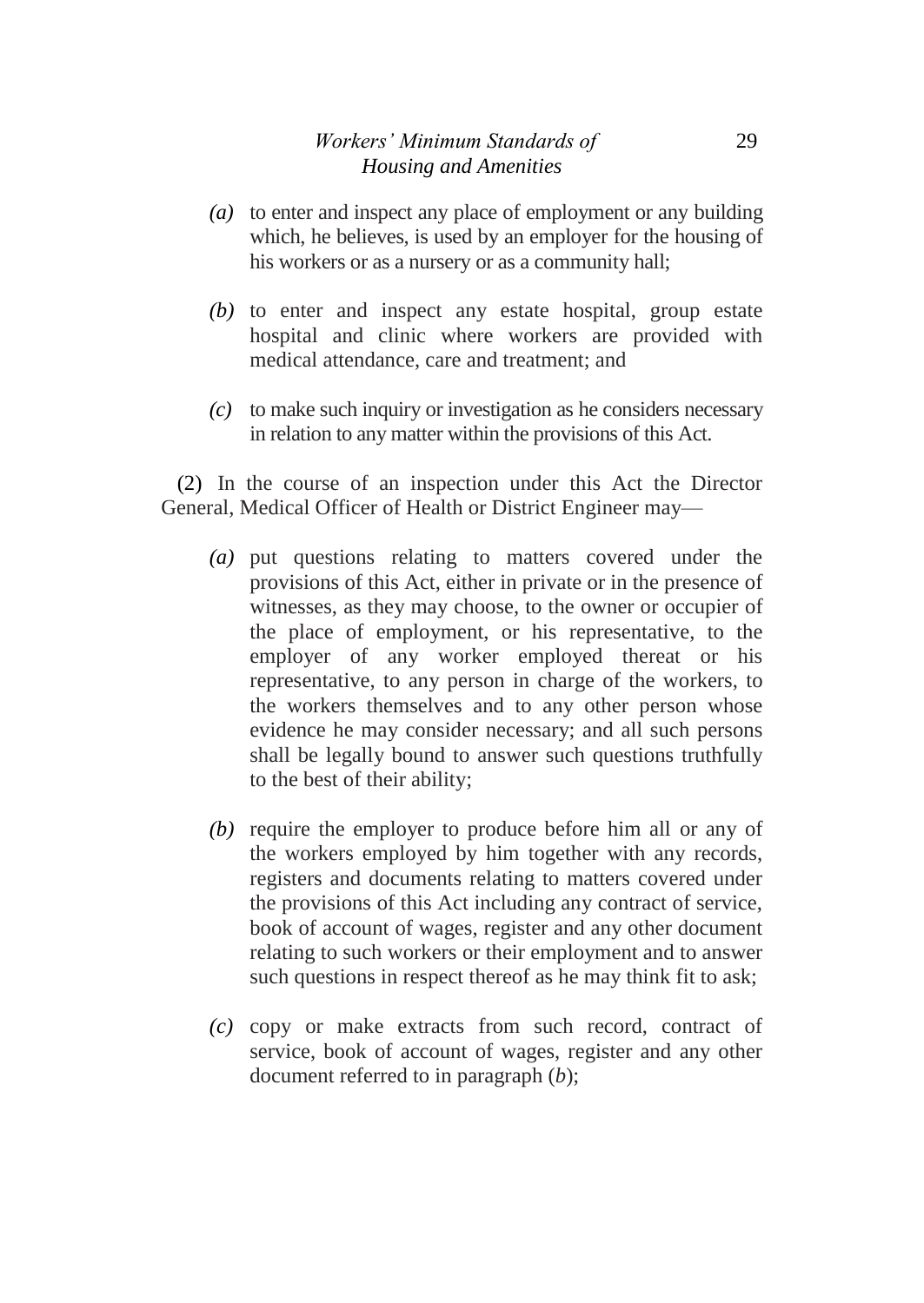*(a)* to enter and inspect any place of employment or any building which, he believes, is used by an employer for the housing of his workers or as a nursery or as a community hall;

*(b)* to enter and inspect any estate hospital, group estate hospital and clinic where workers are provided with medical attendance, care and treatment; and

*(c)* to make such inquiry or investigation as he considers necessary in relation to any matter within the provisions of this Act.

(2) In the course of an inspection under this Act the Director General, Medical Officer of Health or District Engineer may—

*(a)* put questions relating to matters covered under the provisions of this Act, either in private or in the presence of witnesses, as they may choose, to the owner or occupier of the place of employment, or his representative, to the employer of any worker employed thereat or his representative, to any person in charge of the workers, to the workers themselves and to any other person whose evidence he may consider necessary; and all such persons shall be legally bound to answer such questions truthfully to the best of their ability;

*(b)* require the employer to produce before him all or any of the workers employed by him together with any records, registers and documents relating to matters covered under the provisions of this Act including any contract of service, book of account of wages, register and any other document relating to such workers or their employment and to answer such questions in respect thereof as he may think fit to ask;

*(c)* copy or make extracts from such record, contract of service, book of account of wages, register and any other document referred to in paragraph (*b*);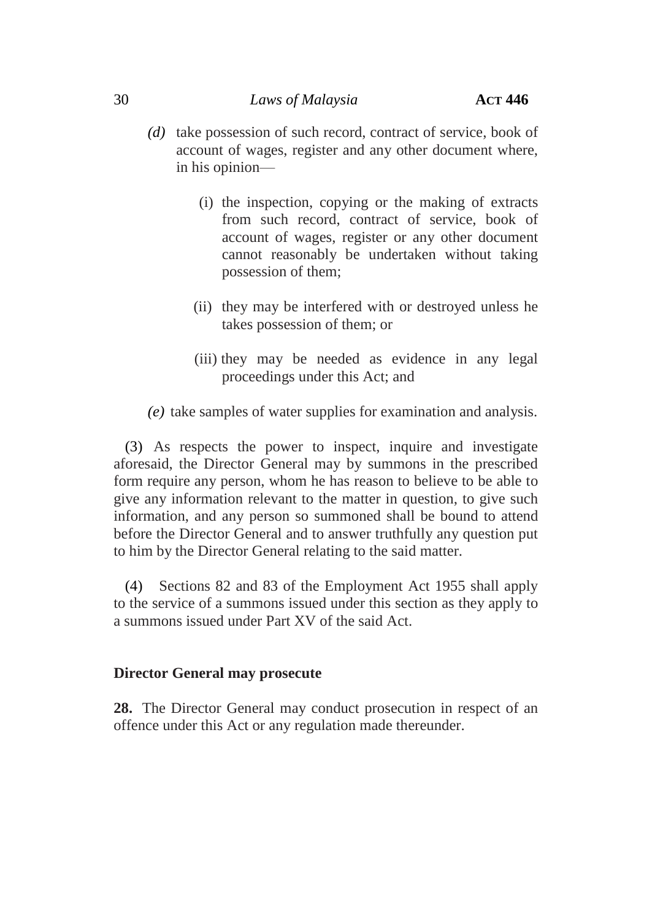*(d)* take possession of such record, contract of service, book of account of wages, register and any other document where, in his opinion—

(i) the inspection, copying or the making of extracts from such record, contract of service, book of account of wages, register or any other document cannot reasonably be undertaken without taking possession of them;

(ii) they may be interfered with or destroyed unless he takes possession of them; or

(iii) they may be needed as evidence in any legal proceedings under this Act; and

*(e)* take samples of water supplies for examination and analysis.

(3) As respects the power to inspect, inquire and investigate aforesaid, the Director General may by summons in the prescribed form require any person, whom he has reason to believe to be able to give any information relevant to the matter in question, to give such information, and any person so summoned shall be bound to attend before the Director General and to answer truthfully any question put to him by the Director General relating to the said matter.

(4) Sections 82 and 83 of the Employment Act 1955 shall apply to the service of a summons issued under this section as they apply to a summons issued under Part XV of the said Act.

**Director General may prosecute**

**28.** The Director General may conduct prosecution in respect of an offence under this Act or any regulation made thereunder.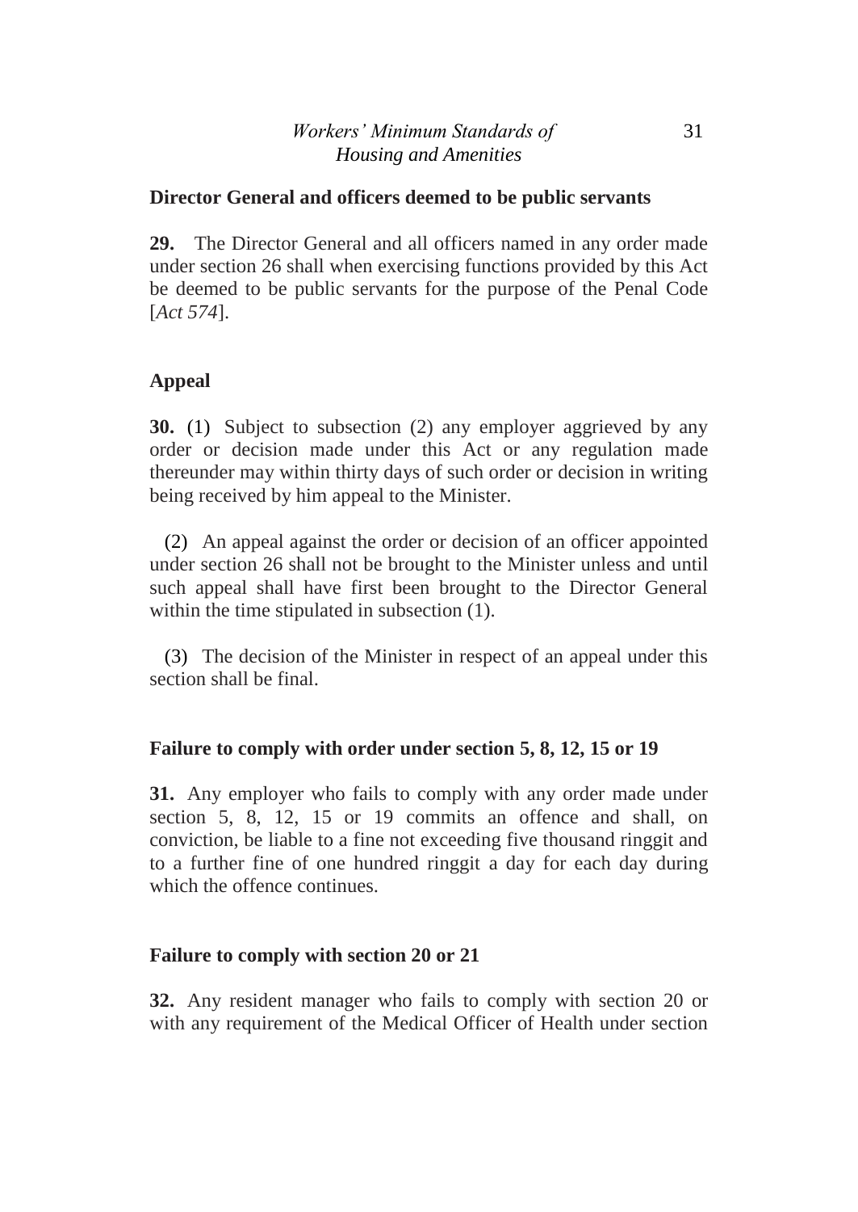**Director General and officers deemed to be public servants**

**29.** The Director General and all officers named in any order made under section 26 shall when exercising functions provided by this Act be deemed to be public servants for the purpose of the Penal Code [*Act 574*].

**Appeal**

**30.** (1) Subject to subsection (2) any employer aggrieved by any order or decision made under this Act or any regulation made thereunder may within thirty days of such order or decision in writing being received by him appeal to the Minister.

(2) An appeal against the order or decision of an officer appointed under section 26 shall not be brought to the Minister unless and until such appeal shall have first been brought to the Director General within the time stipulated in subsection (1).

(3) The decision of the Minister in respect of an appeal under this section shall be final.

**Failure to comply with order under section 5, 8, 12, 15 or 19**

**31.** Any employer who fails to comply with any order made under section 5, 8, 12, 15 or 19 commits an offence and shall, on conviction, be liable to a fine not exceeding five thousand ringgit and to a further fine of one hundred ringgit a day for each day during which the offence continues.

**Failure to comply with section 20 or 21**

**32.** Any resident manager who fails to comply with section 20 or with any requirement of the Medical Officer of Health under section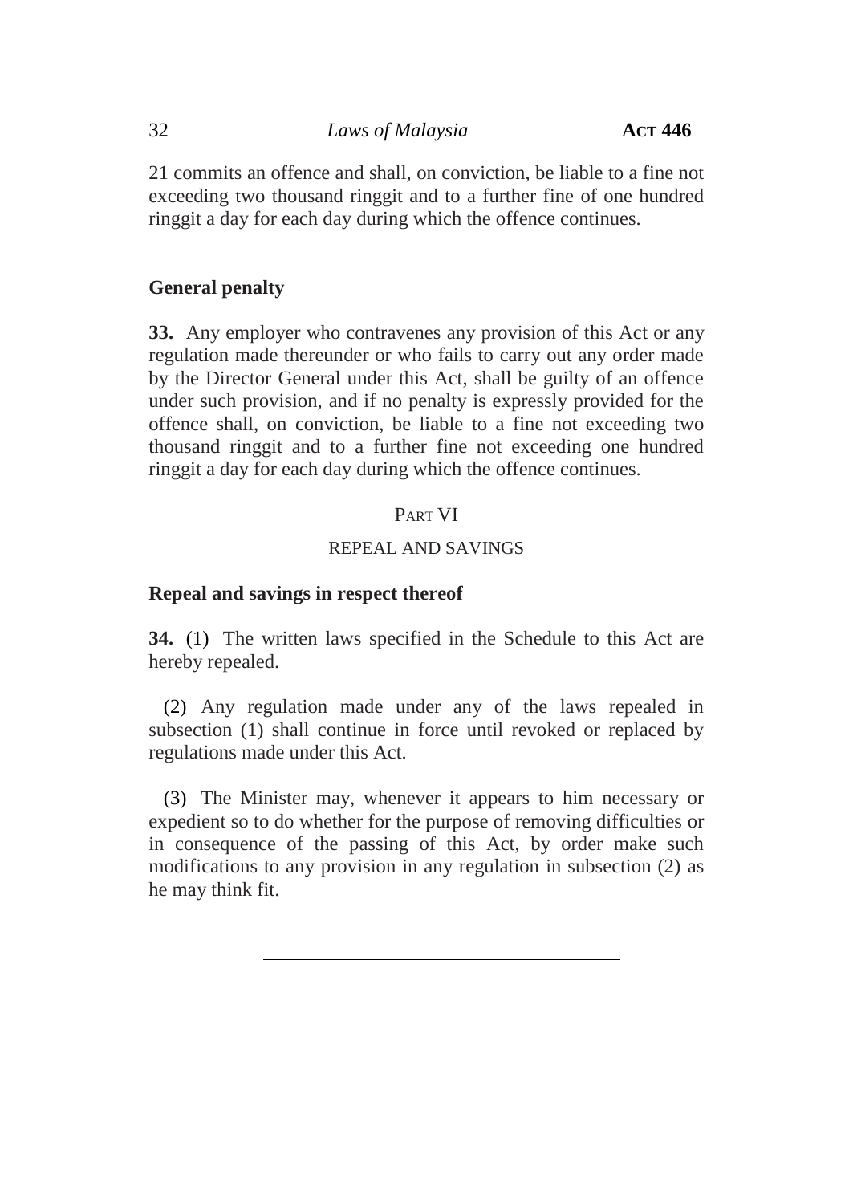21 commits an offence and shall, on conviction, be liable to a fine not exceeding two thousand ringgit and to a further fine of one hundred ringgit a day for each day during which the offence continues.

**General penalty**

**33.** Any employer who contravenes any provision of this Act or any regulation made thereunder or who fails to carry out any order made by the Director General under this Act, shall be guilty of an offence under such provision, and if no penalty is expressly provided for the offence shall, on conviction, be liable to a fine not exceeding two thousand ringgit and to a further fine not exceeding one hundred ringgit a day for each day during which the offence continues.

PART VI

REPEAL AND SAVINGS

**Repeal and savings in respect thereof**

**34.** (1) The written laws specified in the Schedule to this Act are hereby repealed.

(2) Any regulation made under any of the laws repealed in subsection (1) shall continue in force until revoked or replaced by regulations made under this Act.

(3) The Minister may, whenever it appears to him necessary or expedient so to do whether for the purpose of removing difficulties or in consequence of the passing of this Act, by order make such modifications to any provision in any regulation in subsection (2) as he may think fit.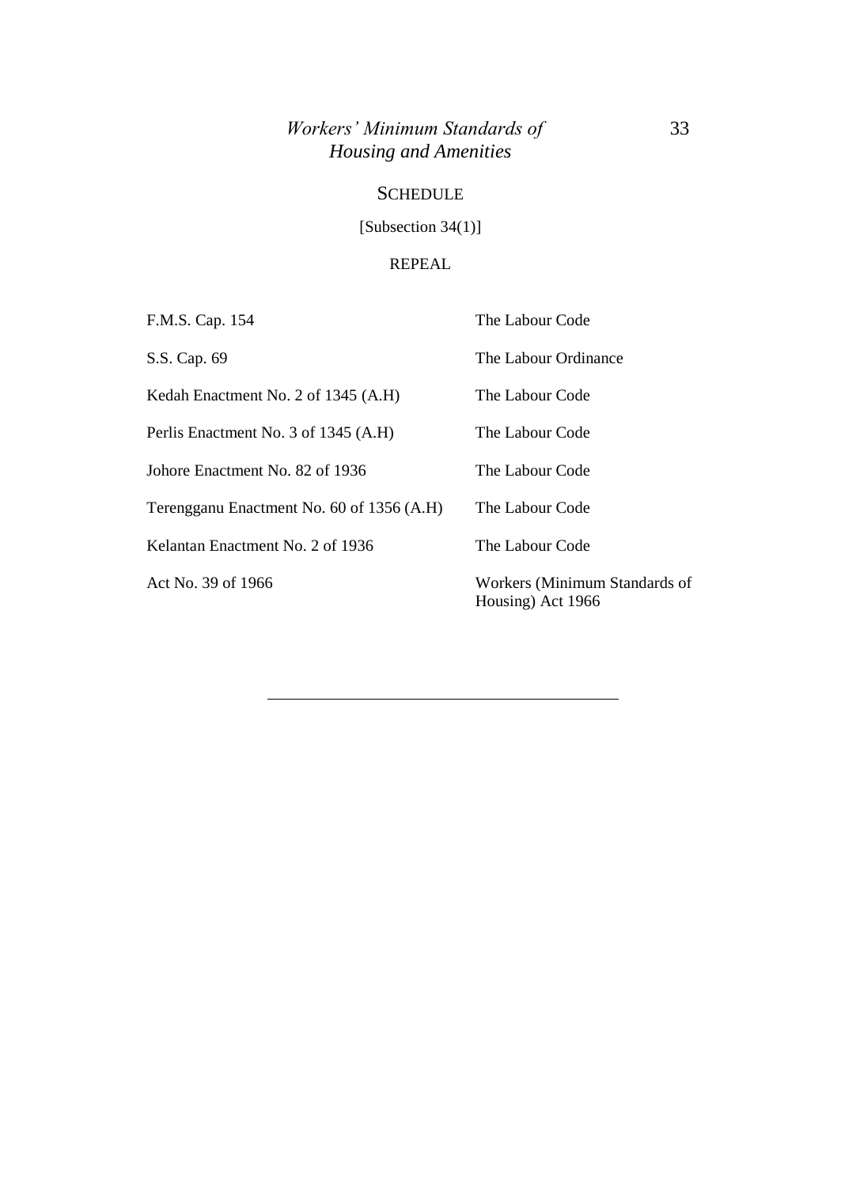## SCHEDULE

[Subsection 34(1)]

### REPEAL

| | |
|---|---|
| F.M.S. Cap. 154 | The Labour Code |
| S.S. Cap. 69 | The Labour Ordinance |
| Kedah Enactment No. 2 of 1345 (A.H) | The Labour Code |
| Perlis Enactment No. 3 of 1345 (A.H) | The Labour Code |
| Johore Enactment No. 82 of 1936 | The Labour Code |
| Terengganu Enactment No. 60 of 1356 (A.H) | The Labour Code |
| Kelantan Enactment No. 2 of 1936 | The Labour Code |
| Act No. 39 of 1966 | Workers (Minimum Standards of Housing) Act 1966 |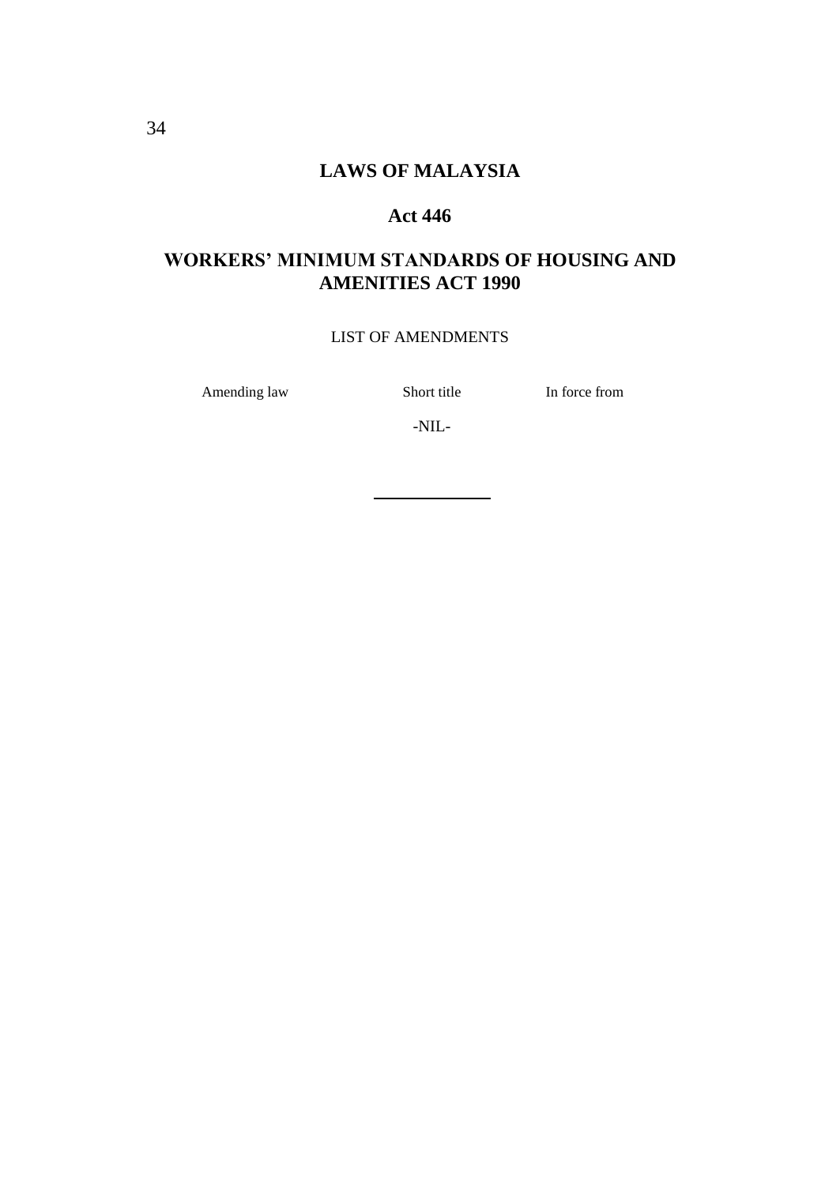# LAWS OF MALAYSIA

## Act 446

## WORKERS' MINIMUM STANDARDS OF HOUSING AND AMENITIES ACT 1990

LIST OF AMENDMENTS

| Amending law | Short title | In force from |
| --- | --- | --- |
| | -NIL- | |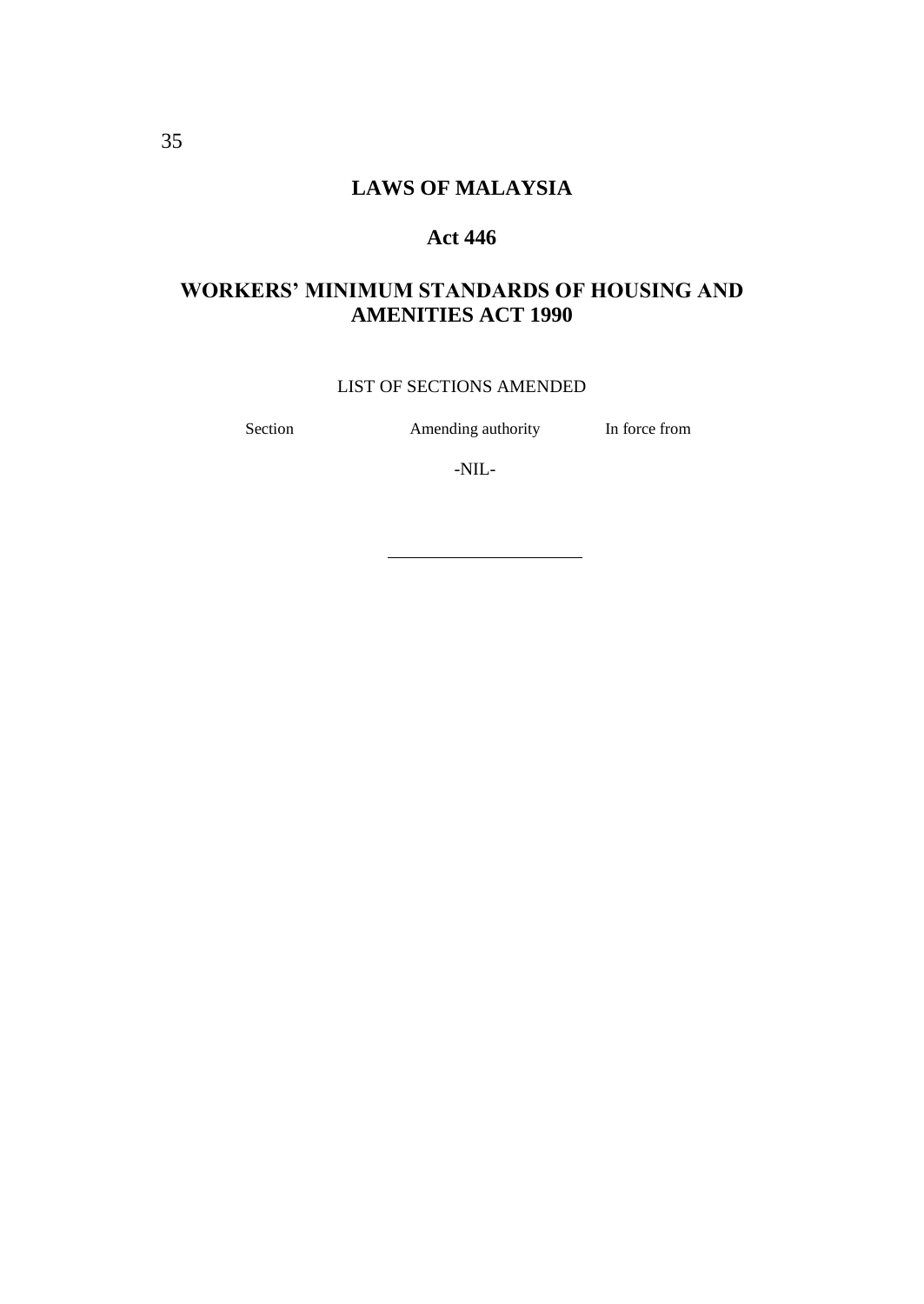# LAWS OF MALAYSIA

## Act 446

## WORKERS' MINIMUM STANDARDS OF HOUSING AND AMENITIES ACT 1990

LIST OF SECTIONS AMENDED

| Section | Amending authority | In force from |
|---|---|---|

-NIL-